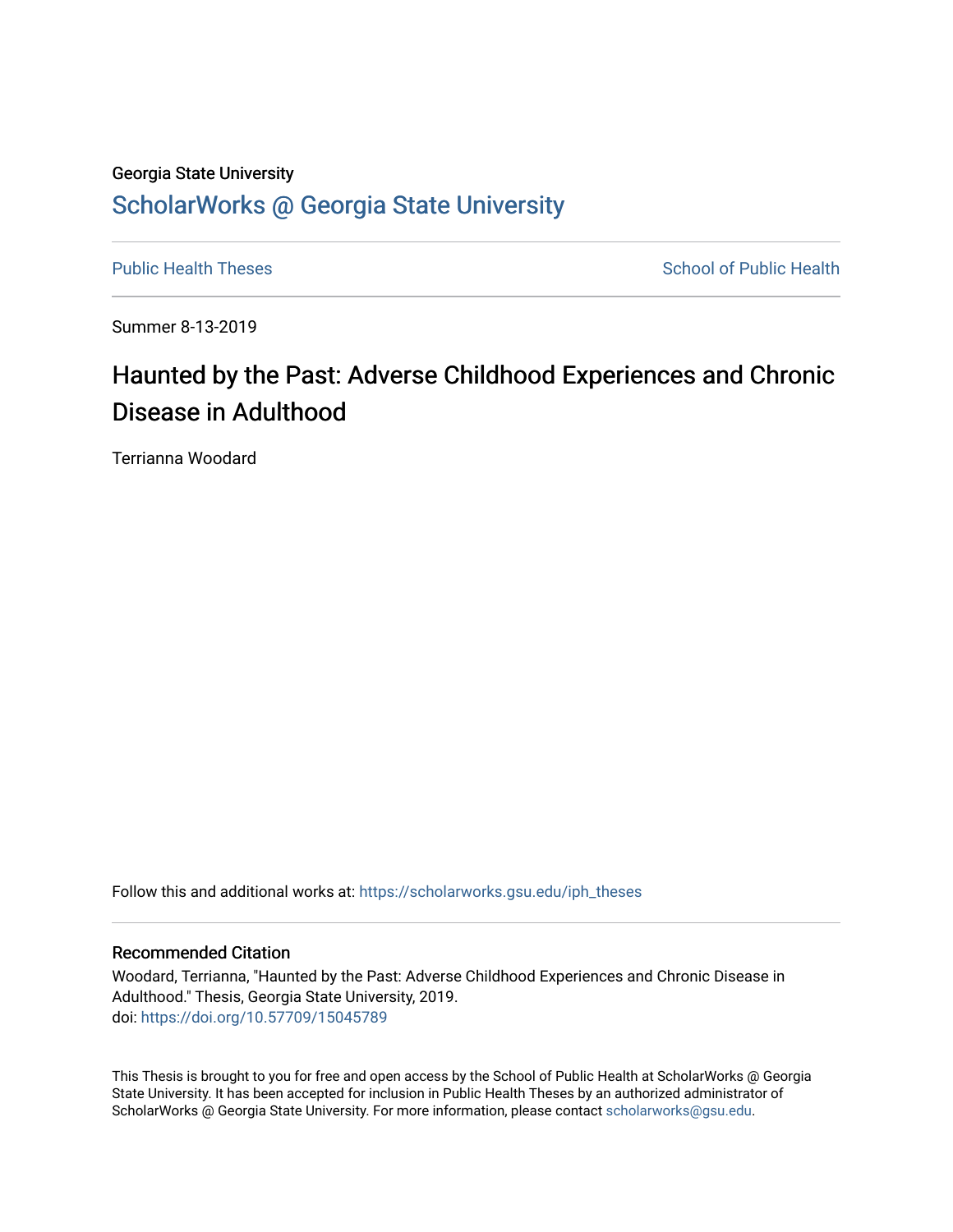Georgia State University

# ScholarWorks @ Georgia State University

Public Health Theses

School of Public Health

Summer 8-13-2019

## Haunted by the Past: Adverse Childhood Experiences and Chronic Disease in Adulthood

Terrianna Woodard

Follow this and additional works at: https://scholarworks.gsu.edu/iph_theses

### Recommended Citation

Woodard, Terrianna, "Haunted by the Past: Adverse Childhood Experiences and Chronic Disease in Adulthood." Thesis, Georgia State University, 2019.
doi: https://doi.org/10.57709/15045789

This Thesis is brought to you for free and open access by the School of Public Health at ScholarWorks @ Georgia State University. It has been accepted for inclusion in Public Health Theses by an authorized administrator of ScholarWorks @ Georgia State University. For more information, please contact scholarworks@gsu.edu.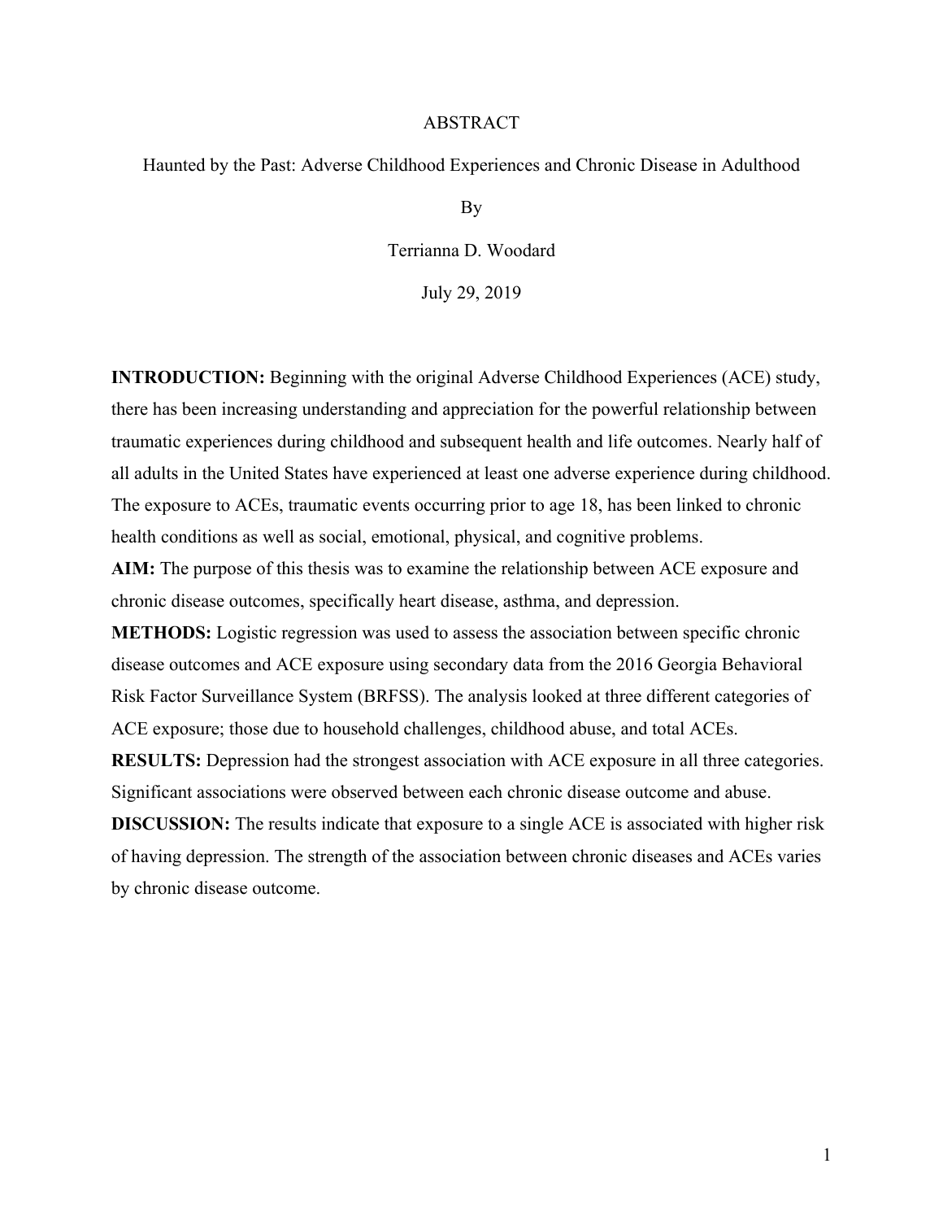# ABSTRACT

Haunted by the Past: Adverse Childhood Experiences and Chronic Disease in Adulthood

By

Terrianna D. Woodard

July 29, 2019

**INTRODUCTION:** Beginning with the original Adverse Childhood Experiences (ACE) study, there has been increasing understanding and appreciation for the powerful relationship between traumatic experiences during childhood and subsequent health and life outcomes. Nearly half of all adults in the United States have experienced at least one adverse experience during childhood. The exposure to ACEs, traumatic events occurring prior to age 18, has been linked to chronic health conditions as well as social, emotional, physical, and cognitive problems.

**AIM:** The purpose of this thesis was to examine the relationship between ACE exposure and chronic disease outcomes, specifically heart disease, asthma, and depression.

**METHODS:** Logistic regression was used to assess the association between specific chronic disease outcomes and ACE exposure using secondary data from the 2016 Georgia Behavioral Risk Factor Surveillance System (BRFSS). The analysis looked at three different categories of ACE exposure; those due to household challenges, childhood abuse, and total ACEs.

**RESULTS:** Depression had the strongest association with ACE exposure in all three categories. Significant associations were observed between each chronic disease outcome and abuse.

**DISCUSSION:** The results indicate that exposure to a single ACE is associated with higher risk of having depression. The strength of the association between chronic diseases and ACEs varies by chronic disease outcome.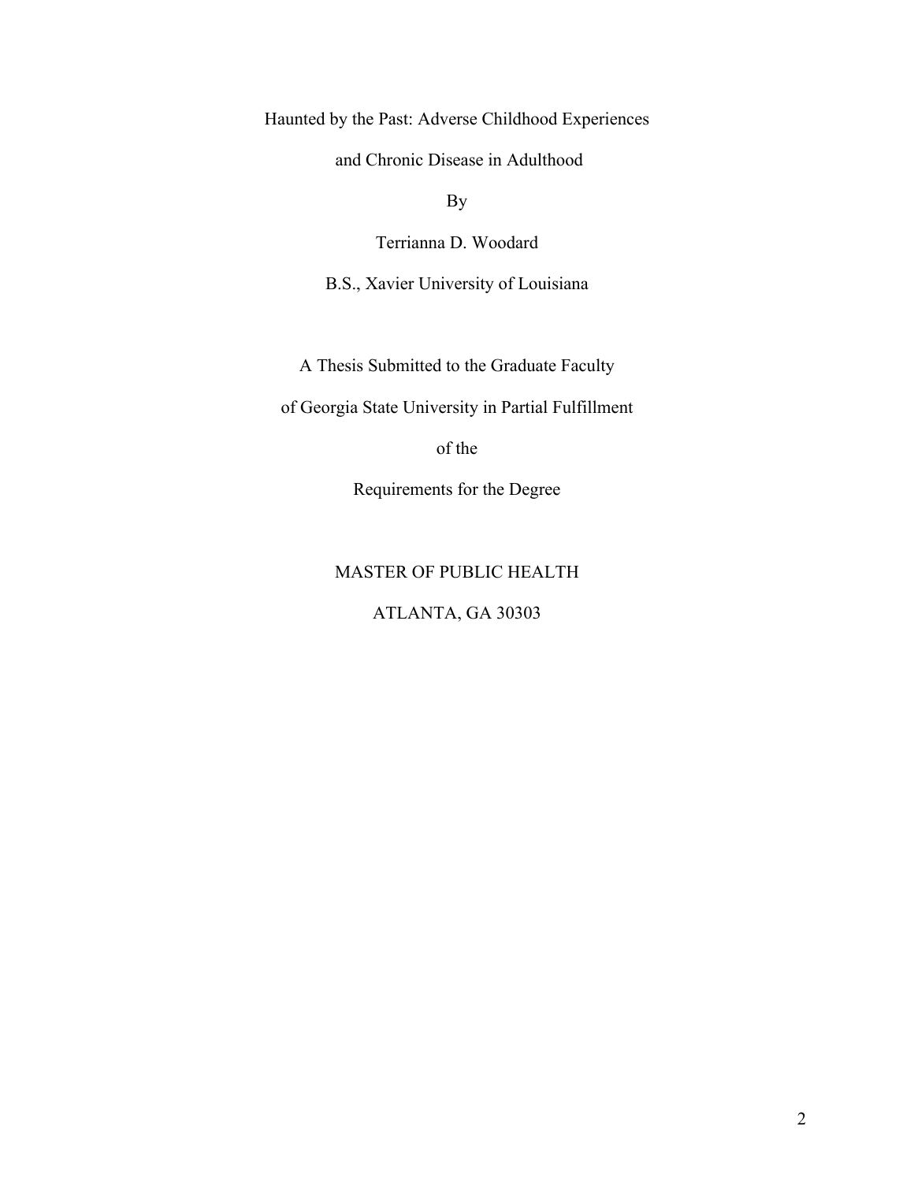Haunted by the Past: Adverse Childhood Experiences

and Chronic Disease in Adulthood

By

Terrianna D. Woodard

B.S., Xavier University of Louisiana

A Thesis Submitted to the Graduate Faculty

of Georgia State University in Partial Fulfillment

of the

Requirements for the Degree

MASTER OF PUBLIC HEALTH

ATLANTA, GA 30303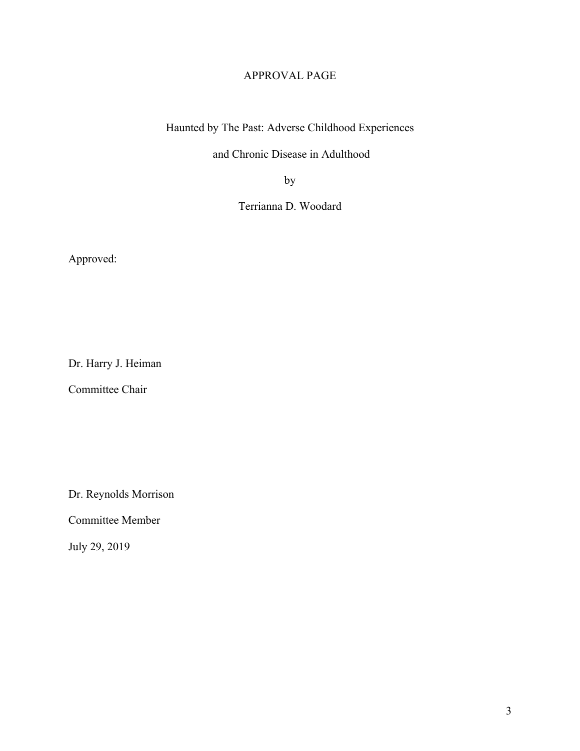# APPROVAL PAGE

Haunted by The Past: Adverse Childhood Experiences

and Chronic Disease in Adulthood

by

Terrianna D. Woodard

Approved:

Dr. Harry J. Heiman

Committee Chair

Dr. Reynolds Morrison

Committee Member

July 29, 2019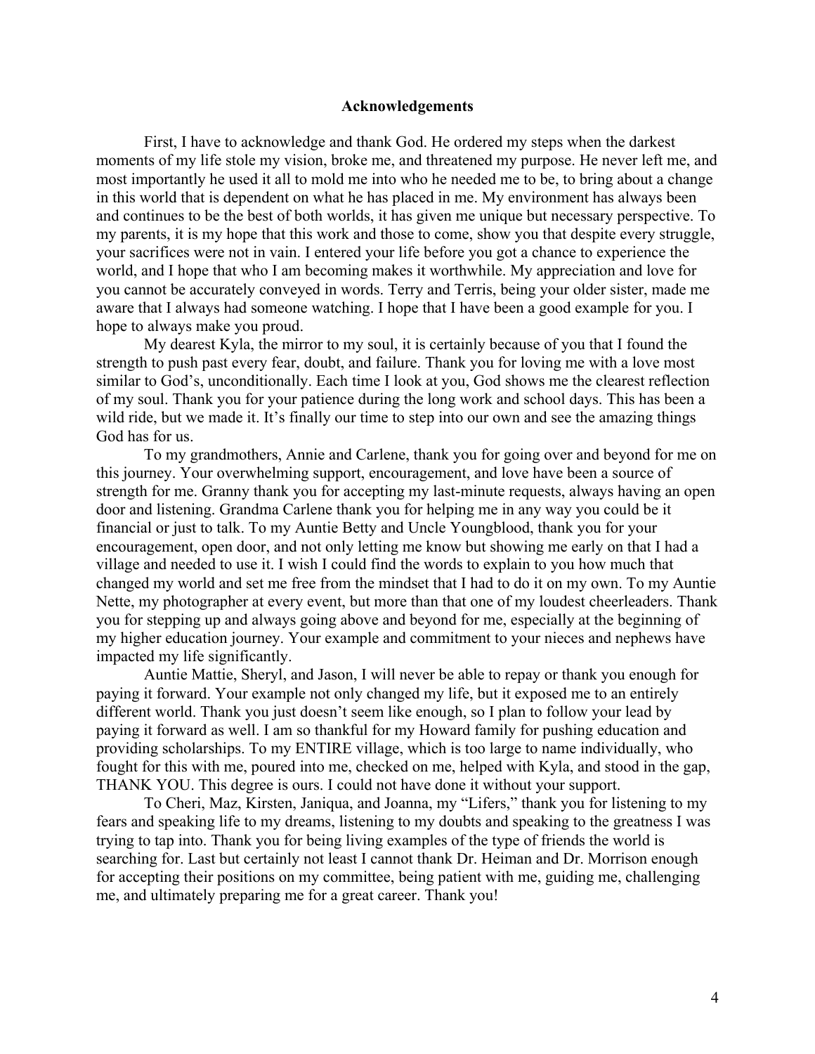## Acknowledgements

First, I have to acknowledge and thank God. He ordered my steps when the darkest moments of my life stole my vision, broke me, and threatened my purpose. He never left me, and most importantly he used it all to mold me into who he needed me to be, to bring about a change in this world that is dependent on what he has placed in me. My environment has always been and continues to be the best of both worlds, it has given me unique but necessary perspective. To my parents, it is my hope that this work and those to come, show you that despite every struggle, your sacrifices were not in vain. I entered your life before you got a chance to experience the world, and I hope that who I am becoming makes it worthwhile. My appreciation and love for you cannot be accurately conveyed in words. Terry and Terris, being your older sister, made me aware that I always had someone watching. I hope that I have been a good example for you. I hope to always make you proud.

My dearest Kyla, the mirror to my soul, it is certainly because of you that I found the strength to push past every fear, doubt, and failure. Thank you for loving me with a love most similar to God's, unconditionally. Each time I look at you, God shows me the clearest reflection of my soul. Thank you for your patience during the long work and school days. This has been a wild ride, but we made it. It's finally our time to step into our own and see the amazing things God has for us.

To my grandmothers, Annie and Carlene, thank you for going over and beyond for me on this journey. Your overwhelming support, encouragement, and love have been a source of strength for me. Granny thank you for accepting my last-minute requests, always having an open door and listening. Grandma Carlene thank you for helping me in any way you could be it financial or just to talk. To my Auntie Betty and Uncle Youngblood, thank you for your encouragement, open door, and not only letting me know but showing me early on that I had a village and needed to use it. I wish I could find the words to explain to you how much that changed my world and set me free from the mindset that I had to do it on my own. To my Auntie Nette, my photographer at every event, but more than that one of my loudest cheerleaders. Thank you for stepping up and always going above and beyond for me, especially at the beginning of my higher education journey. Your example and commitment to your nieces and nephews have impacted my life significantly.

Auntie Mattie, Sheryl, and Jason, I will never be able to repay or thank you enough for paying it forward. Your example not only changed my life, but it exposed me to an entirely different world. Thank you just doesn't seem like enough, so I plan to follow your lead by paying it forward as well. I am so thankful for my Howard family for pushing education and providing scholarships. To my ENTIRE village, which is too large to name individually, who fought for this with me, poured into me, checked on me, helped with Kyla, and stood in the gap, THANK YOU. This degree is ours. I could not have done it without your support.

To Cheri, Maz, Kirsten, Janiqua, and Joanna, my "Lifers," thank you for listening to my fears and speaking life to my dreams, listening to my doubts and speaking to the greatness I was trying to tap into. Thank you for being living examples of the type of friends the world is searching for. Last but certainly not least I cannot thank Dr. Heiman and Dr. Morrison enough for accepting their positions on my committee, being patient with me, guiding me, challenging me, and ultimately preparing me for a great career. Thank you!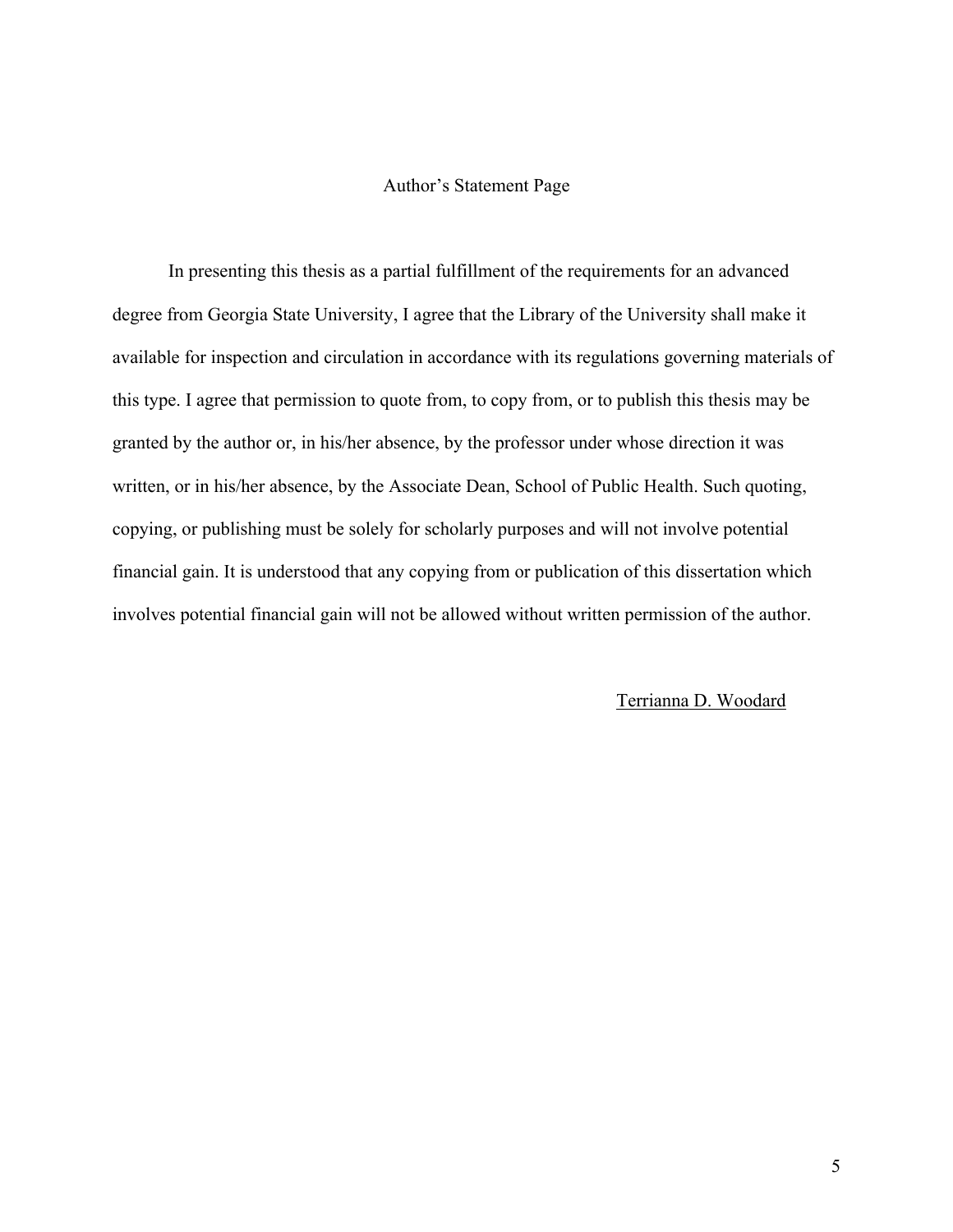# Author's Statement Page

In presenting this thesis as a partial fulfillment of the requirements for an advanced degree from Georgia State University, I agree that the Library of the University shall make it available for inspection and circulation in accordance with its regulations governing materials of this type. I agree that permission to quote from, to copy from, or to publish this thesis may be granted by the author or, in his/her absence, by the professor under whose direction it was written, or in his/her absence, by the Associate Dean, School of Public Health. Such quoting, copying, or publishing must be solely for scholarly purposes and will not involve potential financial gain. It is understood that any copying from or publication of this dissertation which involves potential financial gain will not be allowed without written permission of the author.

Terrianna D. Woodard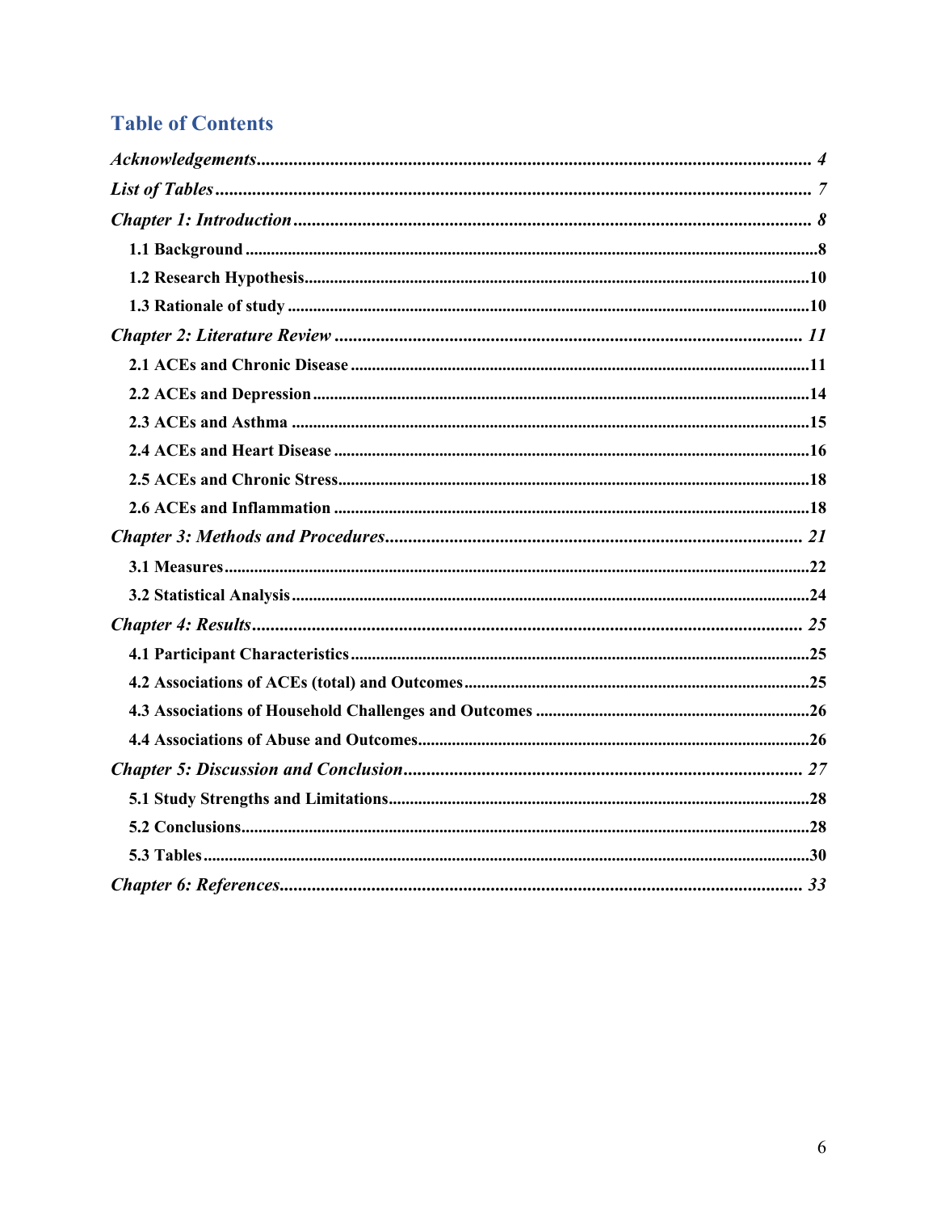# Table of Contents

*Acknowledgements* ........................................................................................................................ *4*

*List of Tables* .................................................................................................................................. *7*

*Chapter 1: Introduction* ................................................................................................................. *8*

**1.1 Background** ..................................................................................................................................8

**1.2 Research Hypothesis**.....................................................................................................................10

**1.3 Rationale of study** .......................................................................................................................10

*Chapter 2: Literature Review* ...................................................................................................... *11*

**2.1 ACEs and Chronic Disease** ..........................................................................................................11

**2.2 ACEs and Depression**...................................................................................................................14

**2.3 ACEs and Asthma** ........................................................................................................................15

**2.4 ACEs and Heart Disease** ..............................................................................................................16

**2.5 ACEs and Chronic Stress**..............................................................................................................18

**2.6 ACEs and Inflammation** ..............................................................................................................18

*Chapter 3: Methods and Procedures*........................................................................................... *21*

**3.1 Measures**.......................................................................................................................................22

**3.2 Statistical Analysis**........................................................................................................................24

*Chapter 4: Results*........................................................................................................................ *25*

**4.1 Participant Characteristics**..........................................................................................................25

**4.2 Associations of ACEs (total) and Outcomes**.................................................................................25

**4.3 Associations of Household Challenges and Outcomes** ...............................................................26

**4.4 Associations of Abuse and Outcomes**..........................................................................................26

*Chapter 5: Discussion and Conclusion*........................................................................................ *27*

**5.1 Study Strengths and Limitations**..................................................................................................28

**5.2 Conclusions**...................................................................................................................................28

**5.3 Tables**.............................................................................................................................................30

*Chapter 6: References*.................................................................................................................. *33*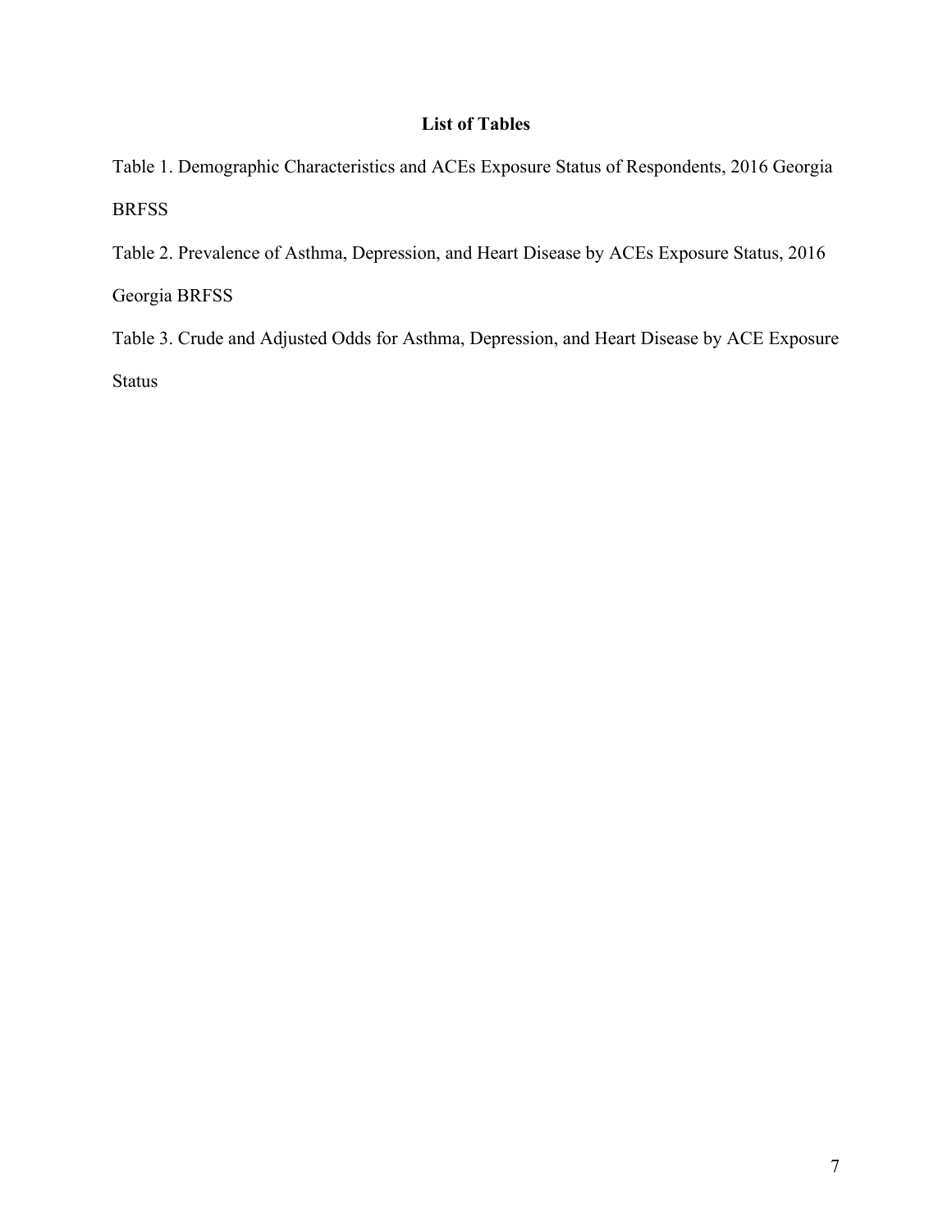# List of Tables

Table 1. Demographic Characteristics and ACEs Exposure Status of Respondents, 2016 Georgia BRFSS

Table 2. Prevalence of Asthma, Depression, and Heart Disease by ACEs Exposure Status, 2016 Georgia BRFSS

Table 3. Crude and Adjusted Odds for Asthma, Depression, and Heart Disease by ACE Exposure Status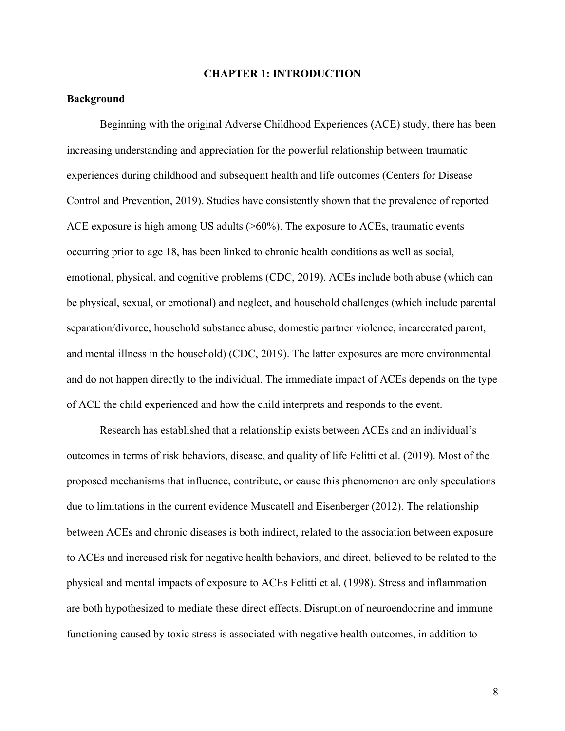# CHAPTER 1: INTRODUCTION

## Background

Beginning with the original Adverse Childhood Experiences (ACE) study, there has been increasing understanding and appreciation for the powerful relationship between traumatic experiences during childhood and subsequent health and life outcomes (Centers for Disease Control and Prevention, 2019). Studies have consistently shown that the prevalence of reported ACE exposure is high among US adults (>60%). The exposure to ACEs, traumatic events occurring prior to age 18, has been linked to chronic health conditions as well as social, emotional, physical, and cognitive problems (CDC, 2019). ACEs include both abuse (which can be physical, sexual, or emotional) and neglect, and household challenges (which include parental separation/divorce, household substance abuse, domestic partner violence, incarcerated parent, and mental illness in the household) (CDC, 2019). The latter exposures are more environmental and do not happen directly to the individual. The immediate impact of ACEs depends on the type of ACE the child experienced and how the child interprets and responds to the event.

Research has established that a relationship exists between ACEs and an individual's outcomes in terms of risk behaviors, disease, and quality of life Felitti et al. (2019). Most of the proposed mechanisms that influence, contribute, or cause this phenomenon are only speculations due to limitations in the current evidence Muscatell and Eisenberger (2012). The relationship between ACEs and chronic diseases is both indirect, related to the association between exposure to ACEs and increased risk for negative health behaviors, and direct, believed to be related to the physical and mental impacts of exposure to ACEs Felitti et al. (1998). Stress and inflammation are both hypothesized to mediate these direct effects. Disruption of neuroendocrine and immune functioning caused by toxic stress is associated with negative health outcomes, in addition to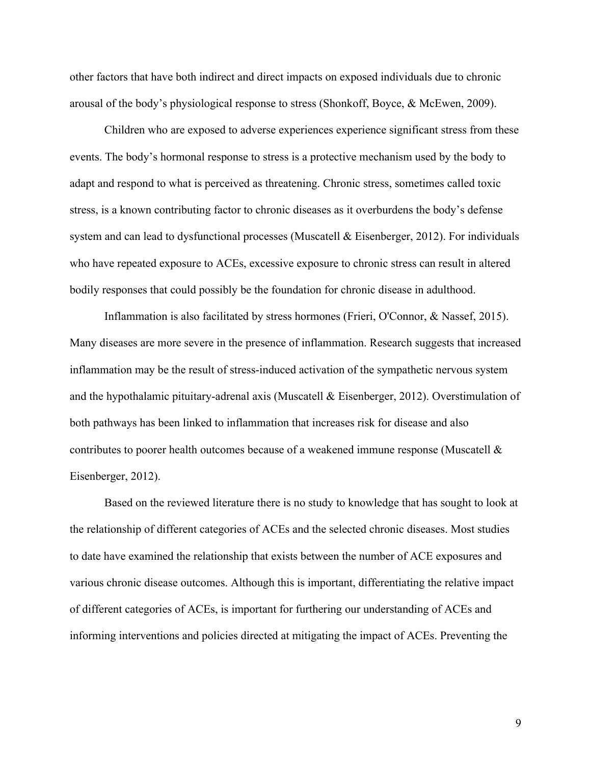other factors that have both indirect and direct impacts on exposed individuals due to chronic arousal of the body's physiological response to stress (Shonkoff, Boyce, & McEwen, 2009).

Children who are exposed to adverse experiences experience significant stress from these events. The body's hormonal response to stress is a protective mechanism used by the body to adapt and respond to what is perceived as threatening. Chronic stress, sometimes called toxic stress, is a known contributing factor to chronic diseases as it overburdens the body's defense system and can lead to dysfunctional processes (Muscatell & Eisenberger, 2012). For individuals who have repeated exposure to ACEs, excessive exposure to chronic stress can result in altered bodily responses that could possibly be the foundation for chronic disease in adulthood.

Inflammation is also facilitated by stress hormones (Frieri, O'Connor, & Nassef, 2015). Many diseases are more severe in the presence of inflammation. Research suggests that increased inflammation may be the result of stress-induced activation of the sympathetic nervous system and the hypothalamic pituitary-adrenal axis (Muscatell & Eisenberger, 2012). Overstimulation of both pathways has been linked to inflammation that increases risk for disease and also contributes to poorer health outcomes because of a weakened immune response (Muscatell & Eisenberger, 2012).

Based on the reviewed literature there is no study to knowledge that has sought to look at the relationship of different categories of ACEs and the selected chronic diseases. Most studies to date have examined the relationship that exists between the number of ACE exposures and various chronic disease outcomes. Although this is important, differentiating the relative impact of different categories of ACEs, is important for furthering our understanding of ACEs and informing interventions and policies directed at mitigating the impact of ACEs. Preventing the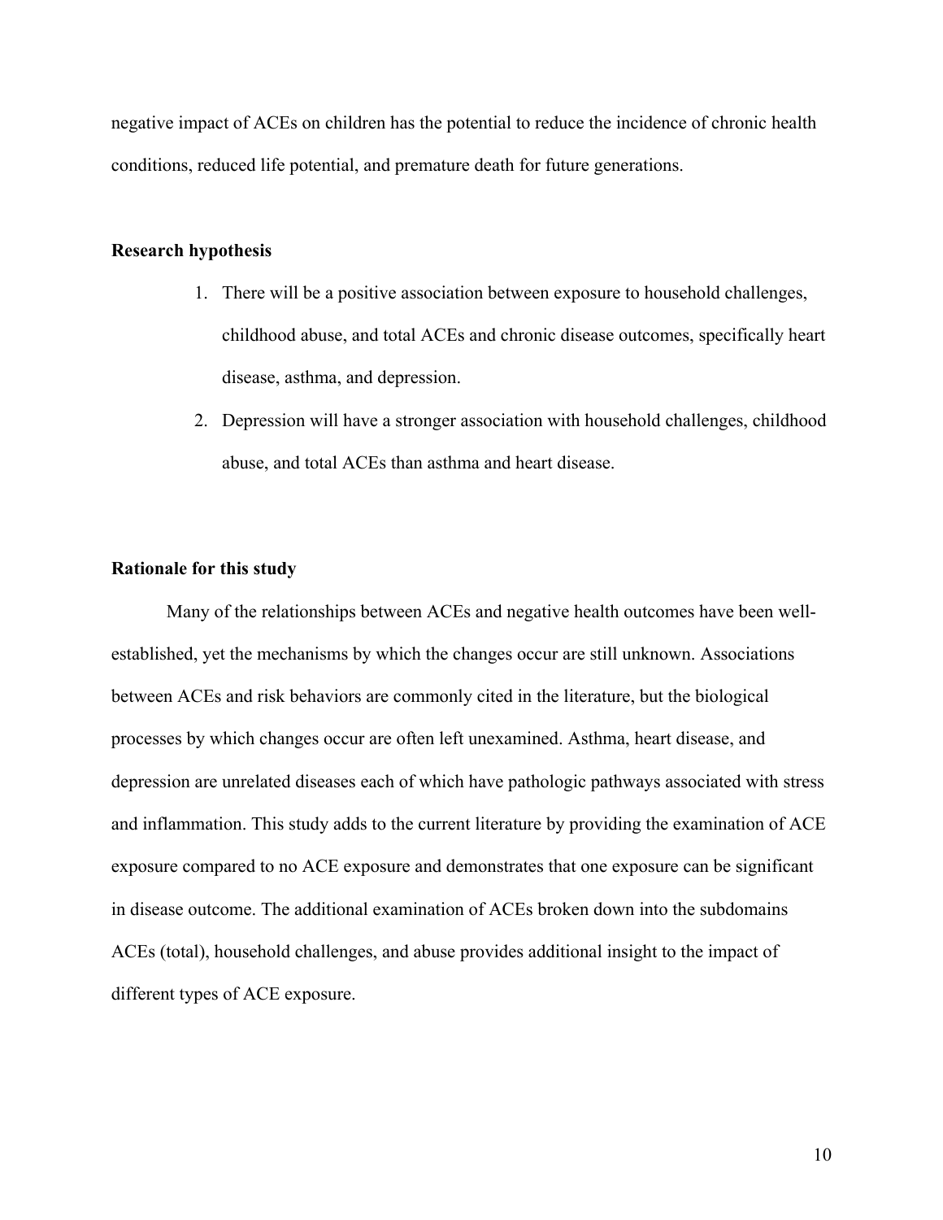negative impact of ACEs on children has the potential to reduce the incidence of chronic health conditions, reduced life potential, and premature death for future generations.

**Research hypothesis**

1. There will be a positive association between exposure to household challenges, childhood abuse, and total ACEs and chronic disease outcomes, specifically heart disease, asthma, and depression.
2. Depression will have a stronger association with household challenges, childhood abuse, and total ACEs than asthma and heart disease.

**Rationale for this study**

Many of the relationships between ACEs and negative health outcomes have been well-established, yet the mechanisms by which the changes occur are still unknown. Associations between ACEs and risk behaviors are commonly cited in the literature, but the biological processes by which changes occur are often left unexamined. Asthma, heart disease, and depression are unrelated diseases each of which have pathologic pathways associated with stress and inflammation. This study adds to the current literature by providing the examination of ACE exposure compared to no ACE exposure and demonstrates that one exposure can be significant in disease outcome. The additional examination of ACEs broken down into the subdomains ACEs (total), household challenges, and abuse provides additional insight to the impact of different types of ACE exposure.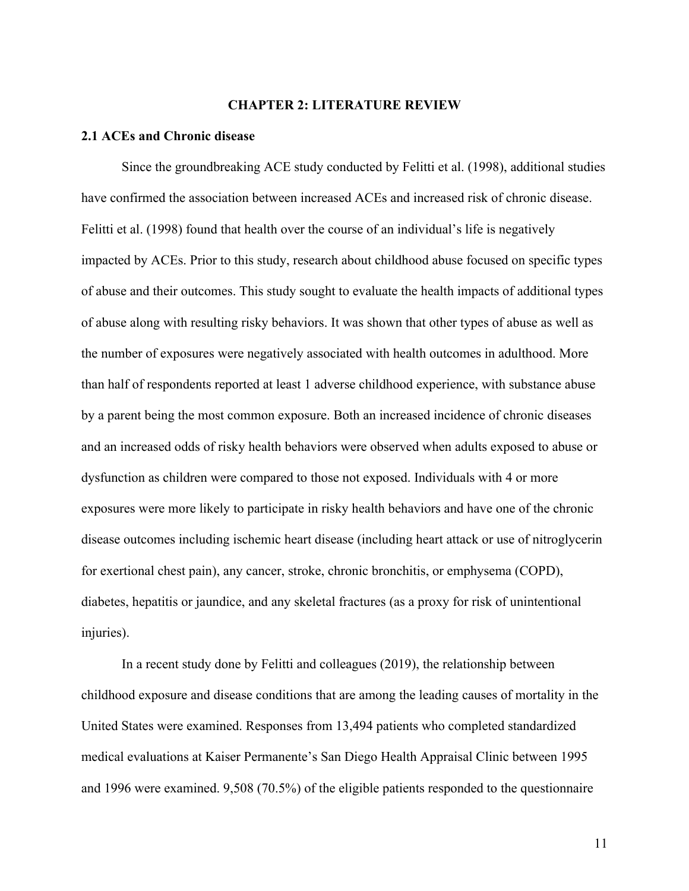# CHAPTER 2: LITERATURE REVIEW

## 2.1 ACEs and Chronic disease

Since the groundbreaking ACE study conducted by Felitti et al. (1998), additional studies have confirmed the association between increased ACEs and increased risk of chronic disease. Felitti et al. (1998) found that health over the course of an individual's life is negatively impacted by ACEs. Prior to this study, research about childhood abuse focused on specific types of abuse and their outcomes. This study sought to evaluate the health impacts of additional types of abuse along with resulting risky behaviors. It was shown that other types of abuse as well as the number of exposures were negatively associated with health outcomes in adulthood. More than half of respondents reported at least 1 adverse childhood experience, with substance abuse by a parent being the most common exposure. Both an increased incidence of chronic diseases and an increased odds of risky health behaviors were observed when adults exposed to abuse or dysfunction as children were compared to those not exposed. Individuals with 4 or more exposures were more likely to participate in risky health behaviors and have one of the chronic disease outcomes including ischemic heart disease (including heart attack or use of nitroglycerin for exertional chest pain), any cancer, stroke, chronic bronchitis, or emphysema (COPD), diabetes, hepatitis or jaundice, and any skeletal fractures (as a proxy for risk of unintentional injuries).

In a recent study done by Felitti and colleagues (2019), the relationship between childhood exposure and disease conditions that are among the leading causes of mortality in the United States were examined. Responses from 13,494 patients who completed standardized medical evaluations at Kaiser Permanente's San Diego Health Appraisal Clinic between 1995 and 1996 were examined. 9,508 (70.5%) of the eligible patients responded to the questionnaire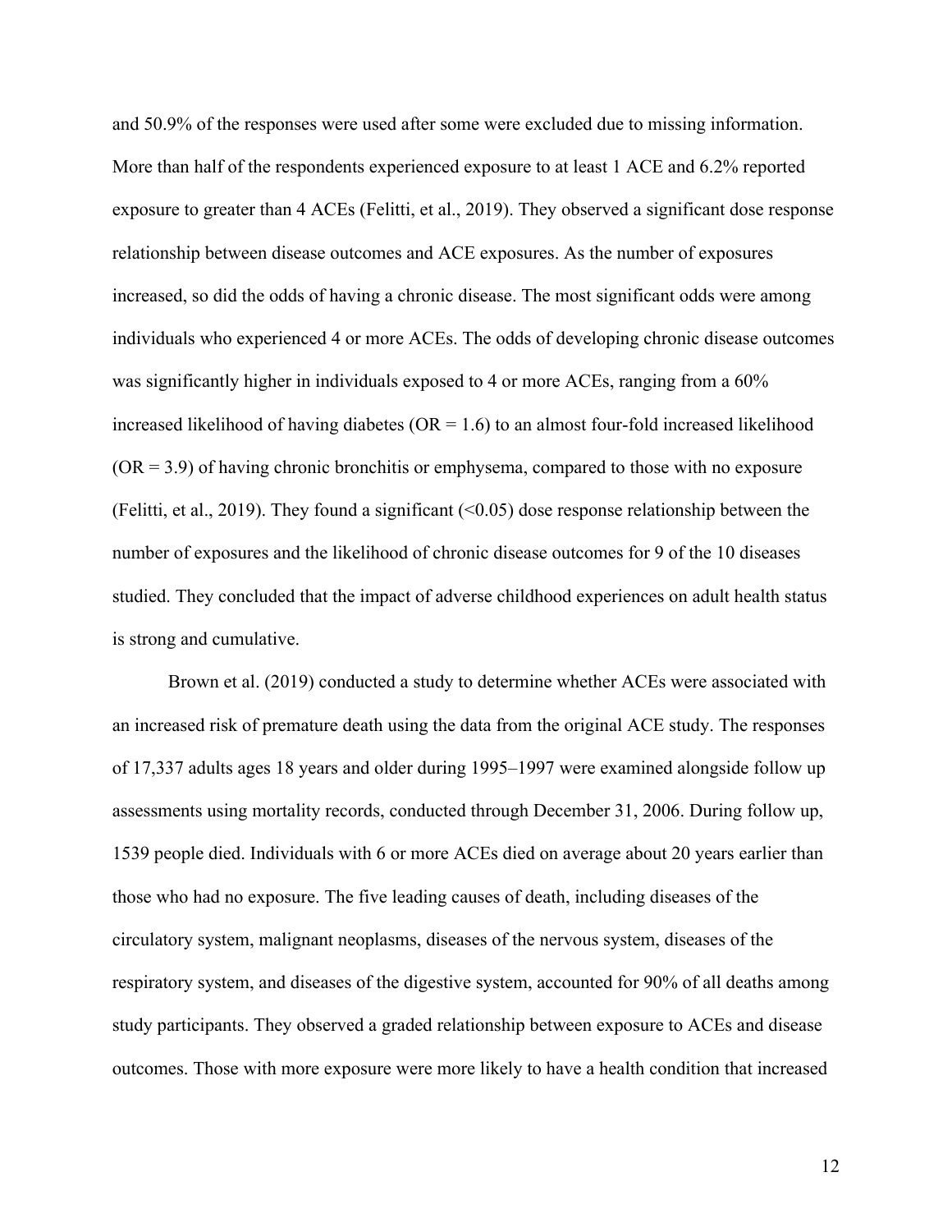and 50.9% of the responses were used after some were excluded due to missing information. More than half of the respondents experienced exposure to at least 1 ACE and 6.2% reported exposure to greater than 4 ACEs (Felitti, et al., 2019). They observed a significant dose response relationship between disease outcomes and ACE exposures. As the number of exposures increased, so did the odds of having a chronic disease. The most significant odds were among individuals who experienced 4 or more ACEs. The odds of developing chronic disease outcomes was significantly higher in individuals exposed to 4 or more ACEs, ranging from a 60% increased likelihood of having diabetes (OR = 1.6) to an almost four-fold increased likelihood (OR = 3.9) of having chronic bronchitis or emphysema, compared to those with no exposure (Felitti, et al., 2019). They found a significant (<0.05) dose response relationship between the number of exposures and the likelihood of chronic disease outcomes for 9 of the 10 diseases studied. They concluded that the impact of adverse childhood experiences on adult health status is strong and cumulative.

Brown et al. (2019) conducted a study to determine whether ACEs were associated with an increased risk of premature death using the data from the original ACE study. The responses of 17,337 adults ages 18 years and older during 1995–1997 were examined alongside follow up assessments using mortality records, conducted through December 31, 2006. During follow up, 1539 people died. Individuals with 6 or more ACEs died on average about 20 years earlier than those who had no exposure. The five leading causes of death, including diseases of the circulatory system, malignant neoplasms, diseases of the nervous system, diseases of the respiratory system, and diseases of the digestive system, accounted for 90% of all deaths among study participants. They observed a graded relationship between exposure to ACEs and disease outcomes. Those with more exposure were more likely to have a health condition that increased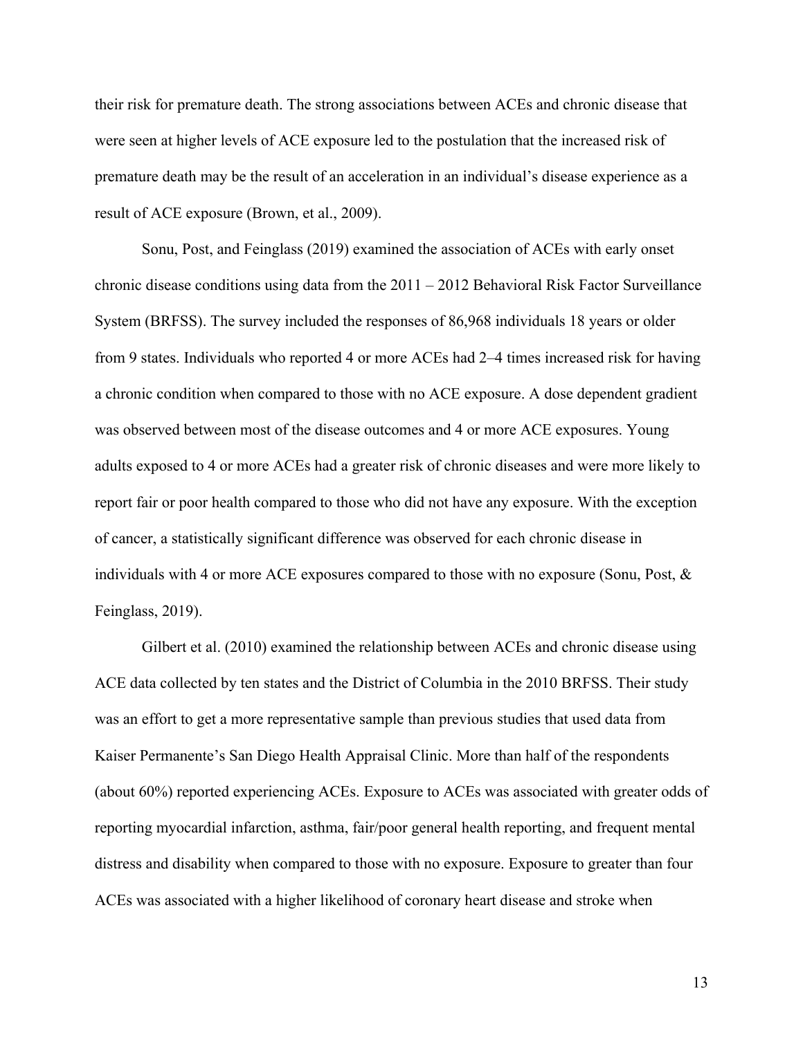their risk for premature death. The strong associations between ACEs and chronic disease that were seen at higher levels of ACE exposure led to the postulation that the increased risk of premature death may be the result of an acceleration in an individual's disease experience as a result of ACE exposure (Brown, et al., 2009).

Sonu, Post, and Feinglass (2019) examined the association of ACEs with early onset chronic disease conditions using data from the 2011 – 2012 Behavioral Risk Factor Surveillance System (BRFSS). The survey included the responses of 86,968 individuals 18 years or older from 9 states. Individuals who reported 4 or more ACEs had 2–4 times increased risk for having a chronic condition when compared to those with no ACE exposure. A dose dependent gradient was observed between most of the disease outcomes and 4 or more ACE exposures. Young adults exposed to 4 or more ACEs had a greater risk of chronic diseases and were more likely to report fair or poor health compared to those who did not have any exposure. With the exception of cancer, a statistically significant difference was observed for each chronic disease in individuals with 4 or more ACE exposures compared to those with no exposure (Sonu, Post, & Feinglass, 2019).

Gilbert et al. (2010) examined the relationship between ACEs and chronic disease using ACE data collected by ten states and the District of Columbia in the 2010 BRFSS. Their study was an effort to get a more representative sample than previous studies that used data from Kaiser Permanente's San Diego Health Appraisal Clinic. More than half of the respondents (about 60%) reported experiencing ACEs. Exposure to ACEs was associated with greater odds of reporting myocardial infarction, asthma, fair/poor general health reporting, and frequent mental distress and disability when compared to those with no exposure. Exposure to greater than four ACEs was associated with a higher likelihood of coronary heart disease and stroke when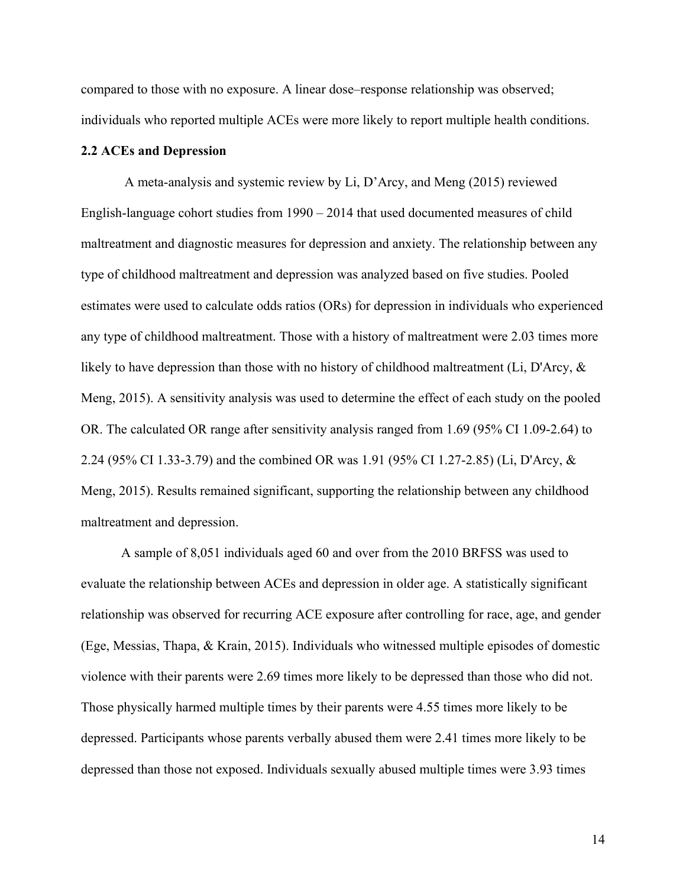compared to those with no exposure. A linear dose–response relationship was observed; individuals who reported multiple ACEs were more likely to report multiple health conditions.

### 2.2 ACEs and Depression

A meta-analysis and systemic review by Li, D'Arcy, and Meng (2015) reviewed English-language cohort studies from 1990 – 2014 that used documented measures of child maltreatment and diagnostic measures for depression and anxiety. The relationship between any type of childhood maltreatment and depression was analyzed based on five studies. Pooled estimates were used to calculate odds ratios (ORs) for depression in individuals who experienced any type of childhood maltreatment. Those with a history of maltreatment were 2.03 times more likely to have depression than those with no history of childhood maltreatment (Li, D'Arcy, & Meng, 2015). A sensitivity analysis was used to determine the effect of each study on the pooled OR. The calculated OR range after sensitivity analysis ranged from 1.69 (95% CI 1.09-2.64) to 2.24 (95% CI 1.33-3.79) and the combined OR was 1.91 (95% CI 1.27-2.85) (Li, D'Arcy, & Meng, 2015). Results remained significant, supporting the relationship between any childhood maltreatment and depression.

A sample of 8,051 individuals aged 60 and over from the 2010 BRFSS was used to evaluate the relationship between ACEs and depression in older age. A statistically significant relationship was observed for recurring ACE exposure after controlling for race, age, and gender (Ege, Messias, Thapa, & Krain, 2015). Individuals who witnessed multiple episodes of domestic violence with their parents were 2.69 times more likely to be depressed than those who did not. Those physically harmed multiple times by their parents were 4.55 times more likely to be depressed. Participants whose parents verbally abused them were 2.41 times more likely to be depressed than those not exposed. Individuals sexually abused multiple times were 3.93 times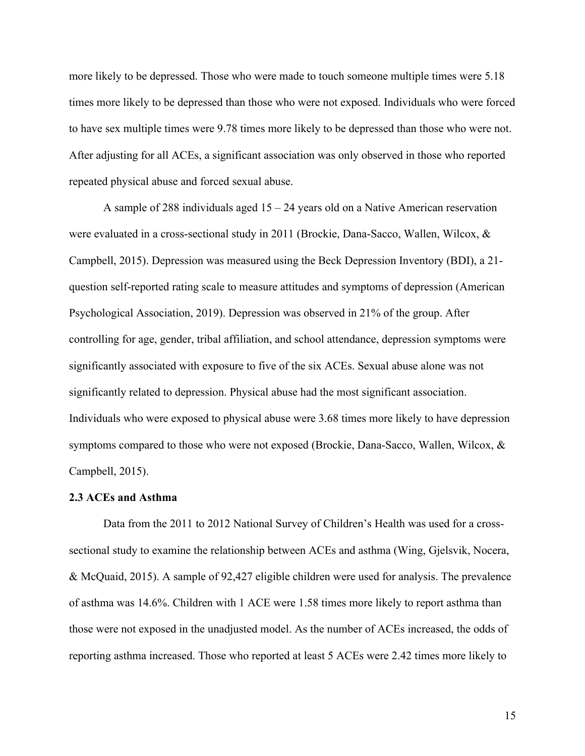more likely to be depressed. Those who were made to touch someone multiple times were 5.18 times more likely to be depressed than those who were not exposed. Individuals who were forced to have sex multiple times were 9.78 times more likely to be depressed than those who were not. After adjusting for all ACEs, a significant association was only observed in those who reported repeated physical abuse and forced sexual abuse.

A sample of 288 individuals aged 15 – 24 years old on a Native American reservation were evaluated in a cross-sectional study in 2011 (Brockie, Dana-Sacco, Wallen, Wilcox, & Campbell, 2015). Depression was measured using the Beck Depression Inventory (BDI), a 21-question self-reported rating scale to measure attitudes and symptoms of depression (American Psychological Association, 2019). Depression was observed in 21% of the group. After controlling for age, gender, tribal affiliation, and school attendance, depression symptoms were significantly associated with exposure to five of the six ACEs. Sexual abuse alone was not significantly related to depression. Physical abuse had the most significant association. Individuals who were exposed to physical abuse were 3.68 times more likely to have depression symptoms compared to those who were not exposed (Brockie, Dana-Sacco, Wallen, Wilcox, & Campbell, 2015).

### 2.3 ACEs and Asthma

Data from the 2011 to 2012 National Survey of Children's Health was used for a cross-sectional study to examine the relationship between ACEs and asthma (Wing, Gjelsvik, Nocera, & McQuaid, 2015). A sample of 92,427 eligible children were used for analysis. The prevalence of asthma was 14.6%. Children with 1 ACE were 1.58 times more likely to report asthma than those were not exposed in the unadjusted model. As the number of ACEs increased, the odds of reporting asthma increased. Those who reported at least 5 ACEs were 2.42 times more likely to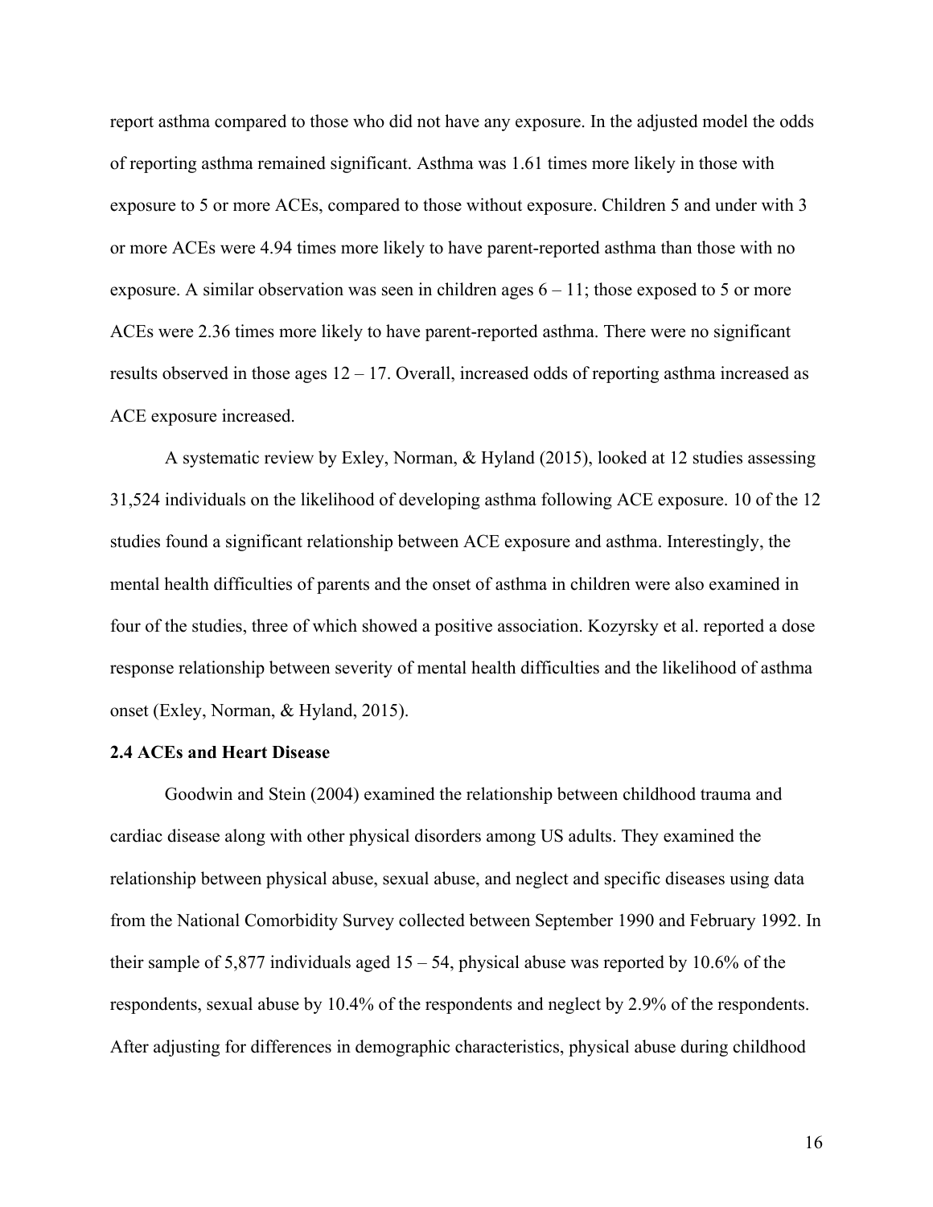report asthma compared to those who did not have any exposure. In the adjusted model the odds of reporting asthma remained significant. Asthma was 1.61 times more likely in those with exposure to 5 or more ACEs, compared to those without exposure. Children 5 and under with 3 or more ACEs were 4.94 times more likely to have parent-reported asthma than those with no exposure. A similar observation was seen in children ages 6 – 11; those exposed to 5 or more ACEs were 2.36 times more likely to have parent-reported asthma. There were no significant results observed in those ages 12 – 17. Overall, increased odds of reporting asthma increased as ACE exposure increased.

A systematic review by Exley, Norman, & Hyland (2015), looked at 12 studies assessing 31,524 individuals on the likelihood of developing asthma following ACE exposure. 10 of the 12 studies found a significant relationship between ACE exposure and asthma. Interestingly, the mental health difficulties of parents and the onset of asthma in children were also examined in four of the studies, three of which showed a positive association. Kozyrsky et al. reported a dose response relationship between severity of mental health difficulties and the likelihood of asthma onset (Exley, Norman, & Hyland, 2015).

### 2.4 ACEs and Heart Disease

Goodwin and Stein (2004) examined the relationship between childhood trauma and cardiac disease along with other physical disorders among US adults. They examined the relationship between physical abuse, sexual abuse, and neglect and specific diseases using data from the National Comorbidity Survey collected between September 1990 and February 1992. In their sample of 5,877 individuals aged 15 – 54, physical abuse was reported by 10.6% of the respondents, sexual abuse by 10.4% of the respondents and neglect by 2.9% of the respondents. After adjusting for differences in demographic characteristics, physical abuse during childhood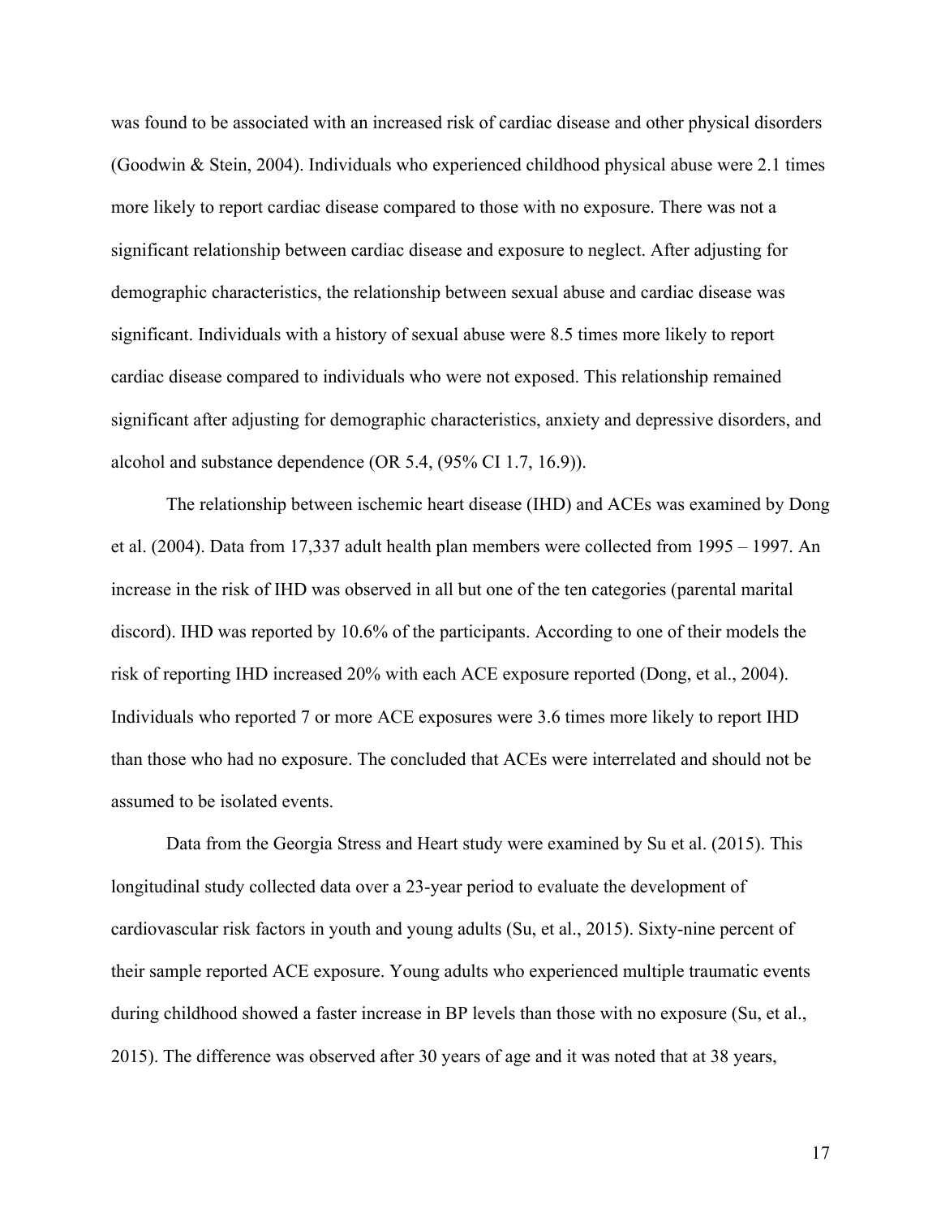was found to be associated with an increased risk of cardiac disease and other physical disorders (Goodwin & Stein, 2004). Individuals who experienced childhood physical abuse were 2.1 times more likely to report cardiac disease compared to those with no exposure. There was not a significant relationship between cardiac disease and exposure to neglect. After adjusting for demographic characteristics, the relationship between sexual abuse and cardiac disease was significant. Individuals with a history of sexual abuse were 8.5 times more likely to report cardiac disease compared to individuals who were not exposed. This relationship remained significant after adjusting for demographic characteristics, anxiety and depressive disorders, and alcohol and substance dependence (OR 5.4, (95% CI 1.7, 16.9)).

The relationship between ischemic heart disease (IHD) and ACEs was examined by Dong et al. (2004). Data from 17,337 adult health plan members were collected from 1995 – 1997. An increase in the risk of IHD was observed in all but one of the ten categories (parental marital discord). IHD was reported by 10.6% of the participants. According to one of their models the risk of reporting IHD increased 20% with each ACE exposure reported (Dong, et al., 2004). Individuals who reported 7 or more ACE exposures were 3.6 times more likely to report IHD than those who had no exposure. The concluded that ACEs were interrelated and should not be assumed to be isolated events.

Data from the Georgia Stress and Heart study were examined by Su et al. (2015). This longitudinal study collected data over a 23-year period to evaluate the development of cardiovascular risk factors in youth and young adults (Su, et al., 2015). Sixty-nine percent of their sample reported ACE exposure. Young adults who experienced multiple traumatic events during childhood showed a faster increase in BP levels than those with no exposure (Su, et al., 2015). The difference was observed after 30 years of age and it was noted that at 38 years,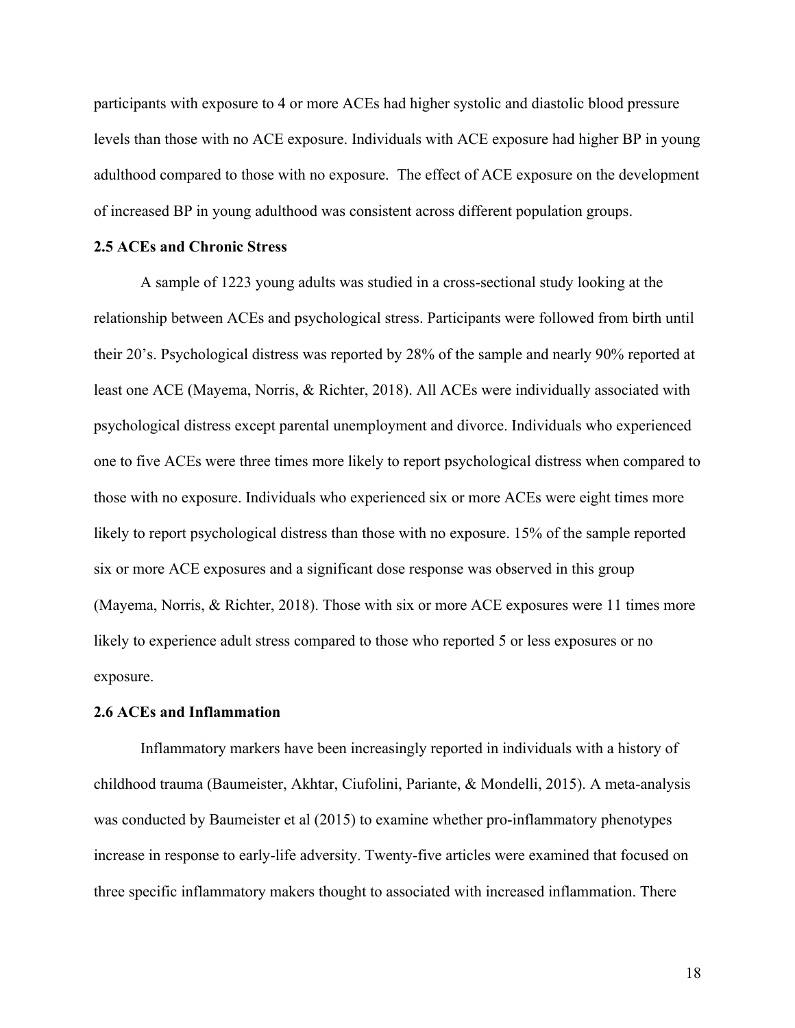participants with exposure to 4 or more ACEs had higher systolic and diastolic blood pressure levels than those with no ACE exposure. Individuals with ACE exposure had higher BP in young adulthood compared to those with no exposure. The effect of ACE exposure on the development of increased BP in young adulthood was consistent across different population groups.

### 2.5 ACEs and Chronic Stress

A sample of 1223 young adults was studied in a cross-sectional study looking at the relationship between ACEs and psychological stress. Participants were followed from birth until their 20's. Psychological distress was reported by 28% of the sample and nearly 90% reported at least one ACE (Mayema, Norris, & Richter, 2018). All ACEs were individually associated with psychological distress except parental unemployment and divorce. Individuals who experienced one to five ACEs were three times more likely to report psychological distress when compared to those with no exposure. Individuals who experienced six or more ACEs were eight times more likely to report psychological distress than those with no exposure. 15% of the sample reported six or more ACE exposures and a significant dose response was observed in this group (Mayema, Norris, & Richter, 2018). Those with six or more ACE exposures were 11 times more likely to experience adult stress compared to those who reported 5 or less exposures or no exposure.

### 2.6 ACEs and Inflammation

Inflammatory markers have been increasingly reported in individuals with a history of childhood trauma (Baumeister, Akhtar, Ciufolini, Pariante, & Mondelli, 2015). A meta-analysis was conducted by Baumeister et al (2015) to examine whether pro-inflammatory phenotypes increase in response to early-life adversity. Twenty-five articles were examined that focused on three specific inflammatory makers thought to associated with increased inflammation. There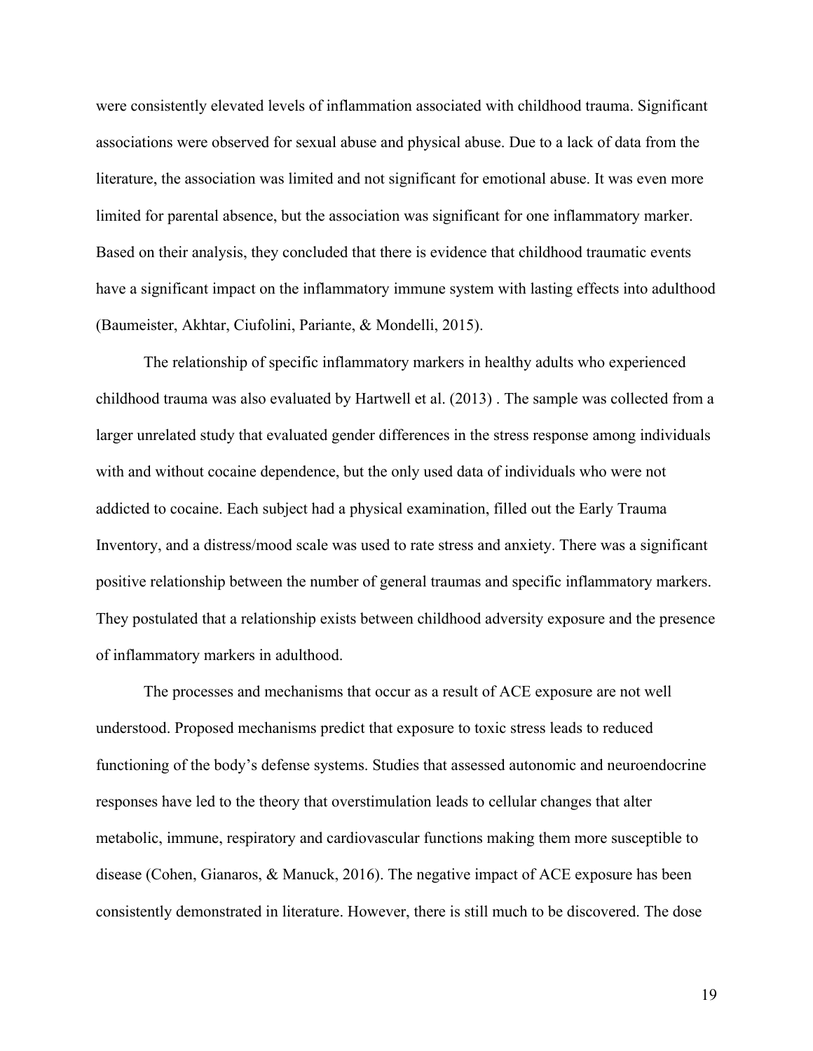were consistently elevated levels of inflammation associated with childhood trauma. Significant associations were observed for sexual abuse and physical abuse. Due to a lack of data from the literature, the association was limited and not significant for emotional abuse. It was even more limited for parental absence, but the association was significant for one inflammatory marker. Based on their analysis, they concluded that there is evidence that childhood traumatic events have a significant impact on the inflammatory immune system with lasting effects into adulthood (Baumeister, Akhtar, Ciufolini, Pariante, & Mondelli, 2015).

The relationship of specific inflammatory markers in healthy adults who experienced childhood trauma was also evaluated by Hartwell et al. (2013) . The sample was collected from a larger unrelated study that evaluated gender differences in the stress response among individuals with and without cocaine dependence, but the only used data of individuals who were not addicted to cocaine. Each subject had a physical examination, filled out the Early Trauma Inventory, and a distress/mood scale was used to rate stress and anxiety. There was a significant positive relationship between the number of general traumas and specific inflammatory markers. They postulated that a relationship exists between childhood adversity exposure and the presence of inflammatory markers in adulthood.

The processes and mechanisms that occur as a result of ACE exposure are not well understood. Proposed mechanisms predict that exposure to toxic stress leads to reduced functioning of the body's defense systems. Studies that assessed autonomic and neuroendocrine responses have led to the theory that overstimulation leads to cellular changes that alter metabolic, immune, respiratory and cardiovascular functions making them more susceptible to disease (Cohen, Gianaros, & Manuck, 2016). The negative impact of ACE exposure has been consistently demonstrated in literature. However, there is still much to be discovered. The dose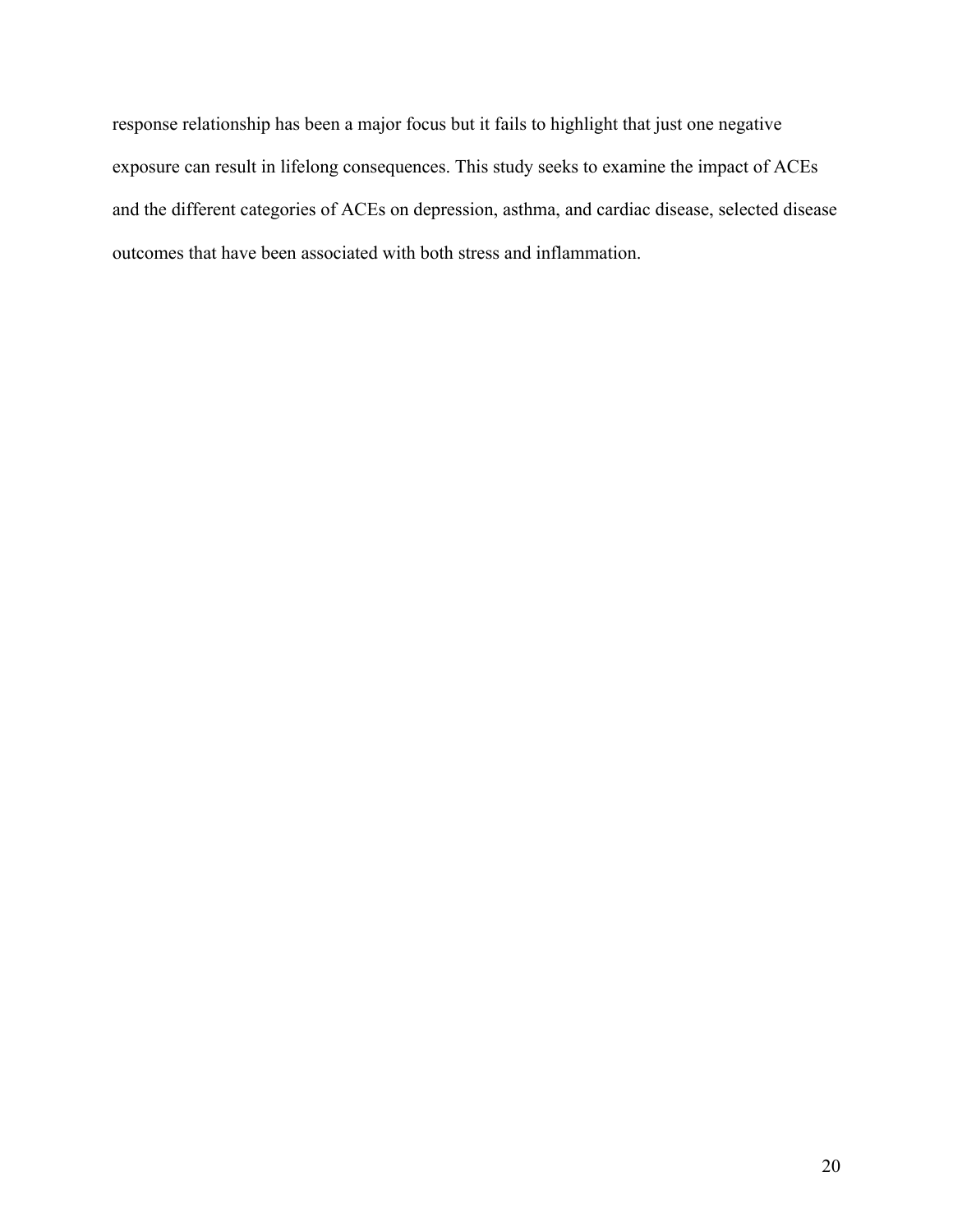response relationship has been a major focus but it fails to highlight that just one negative exposure can result in lifelong consequences. This study seeks to examine the impact of ACEs and the different categories of ACEs on depression, asthma, and cardiac disease, selected disease outcomes that have been associated with both stress and inflammation.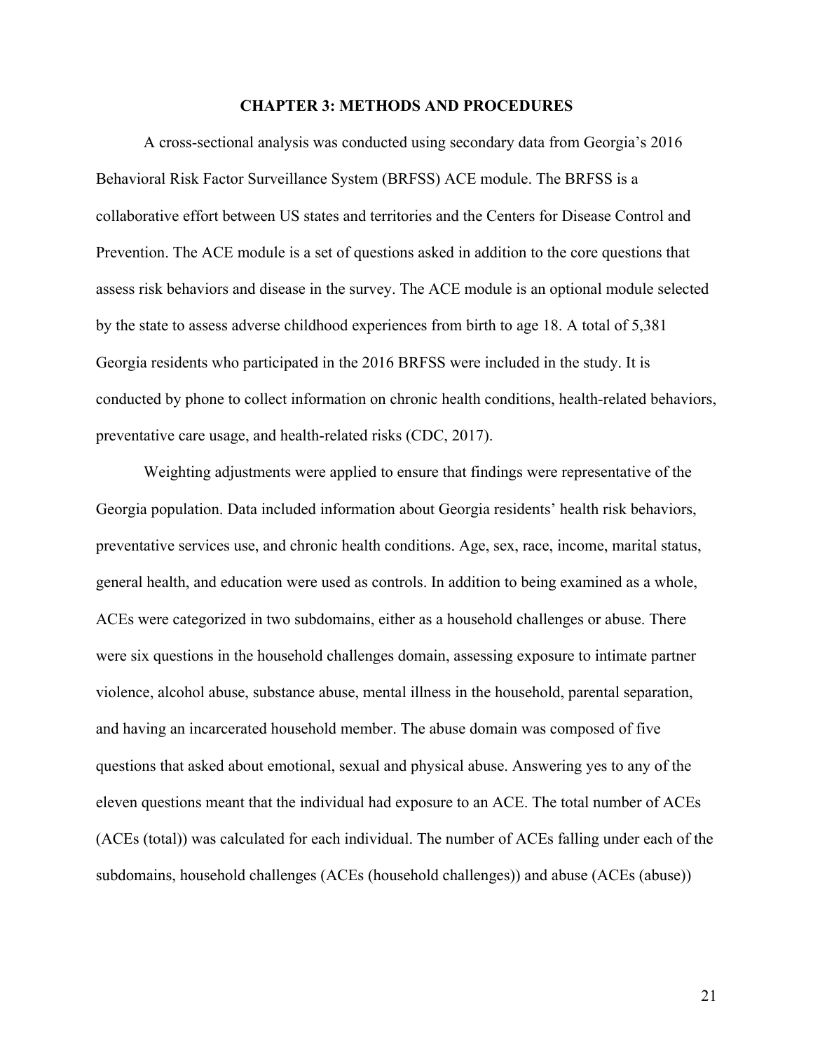# CHAPTER 3: METHODS AND PROCEDURES

A cross-sectional analysis was conducted using secondary data from Georgia's 2016 Behavioral Risk Factor Surveillance System (BRFSS) ACE module. The BRFSS is a collaborative effort between US states and territories and the Centers for Disease Control and Prevention. The ACE module is a set of questions asked in addition to the core questions that assess risk behaviors and disease in the survey. The ACE module is an optional module selected by the state to assess adverse childhood experiences from birth to age 18. A total of 5,381 Georgia residents who participated in the 2016 BRFSS were included in the study. It is conducted by phone to collect information on chronic health conditions, health-related behaviors, preventative care usage, and health-related risks (CDC, 2017).

Weighting adjustments were applied to ensure that findings were representative of the Georgia population. Data included information about Georgia residents' health risk behaviors, preventative services use, and chronic health conditions. Age, sex, race, income, marital status, general health, and education were used as controls. In addition to being examined as a whole, ACEs were categorized in two subdomains, either as a household challenges or abuse. There were six questions in the household challenges domain, assessing exposure to intimate partner violence, alcohol abuse, substance abuse, mental illness in the household, parental separation, and having an incarcerated household member. The abuse domain was composed of five questions that asked about emotional, sexual and physical abuse. Answering yes to any of the eleven questions meant that the individual had exposure to an ACE. The total number of ACEs (ACEs (total)) was calculated for each individual. The number of ACEs falling under each of the subdomains, household challenges (ACEs (household challenges)) and abuse (ACEs (abuse))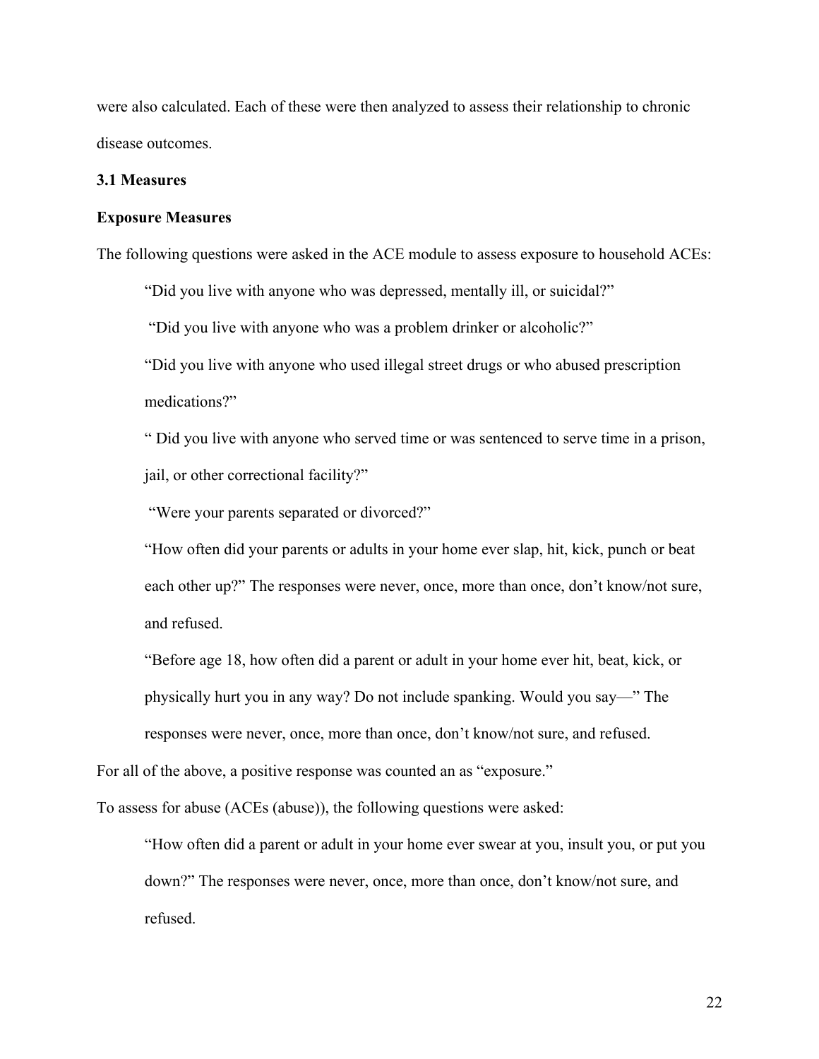were also calculated. Each of these were then analyzed to assess their relationship to chronic disease outcomes.

### 3.1 Measures

**Exposure Measures**

The following questions were asked in the ACE module to assess exposure to household ACEs:

> "Did you live with anyone who was depressed, mentally ill, or suicidal?"
>
> "Did you live with anyone who was a problem drinker or alcoholic?"
>
> "Did you live with anyone who used illegal street drugs or who abused prescription medications?"
>
> " Did you live with anyone who served time or was sentenced to serve time in a prison, jail, or other correctional facility?"
>
> "Were your parents separated or divorced?"
>
> "How often did your parents or adults in your home ever slap, hit, kick, punch or beat each other up?" The responses were never, once, more than once, don't know/not sure, and refused.
>
> "Before age 18, how often did a parent or adult in your home ever hit, beat, kick, or physically hurt you in any way? Do not include spanking. Would you say—" The responses were never, once, more than once, don't know/not sure, and refused.

For all of the above, a positive response was counted an as "exposure."

To assess for abuse (ACEs (abuse)), the following questions were asked:

> "How often did a parent or adult in your home ever swear at you, insult you, or put you down?" The responses were never, once, more than once, don't know/not sure, and refused.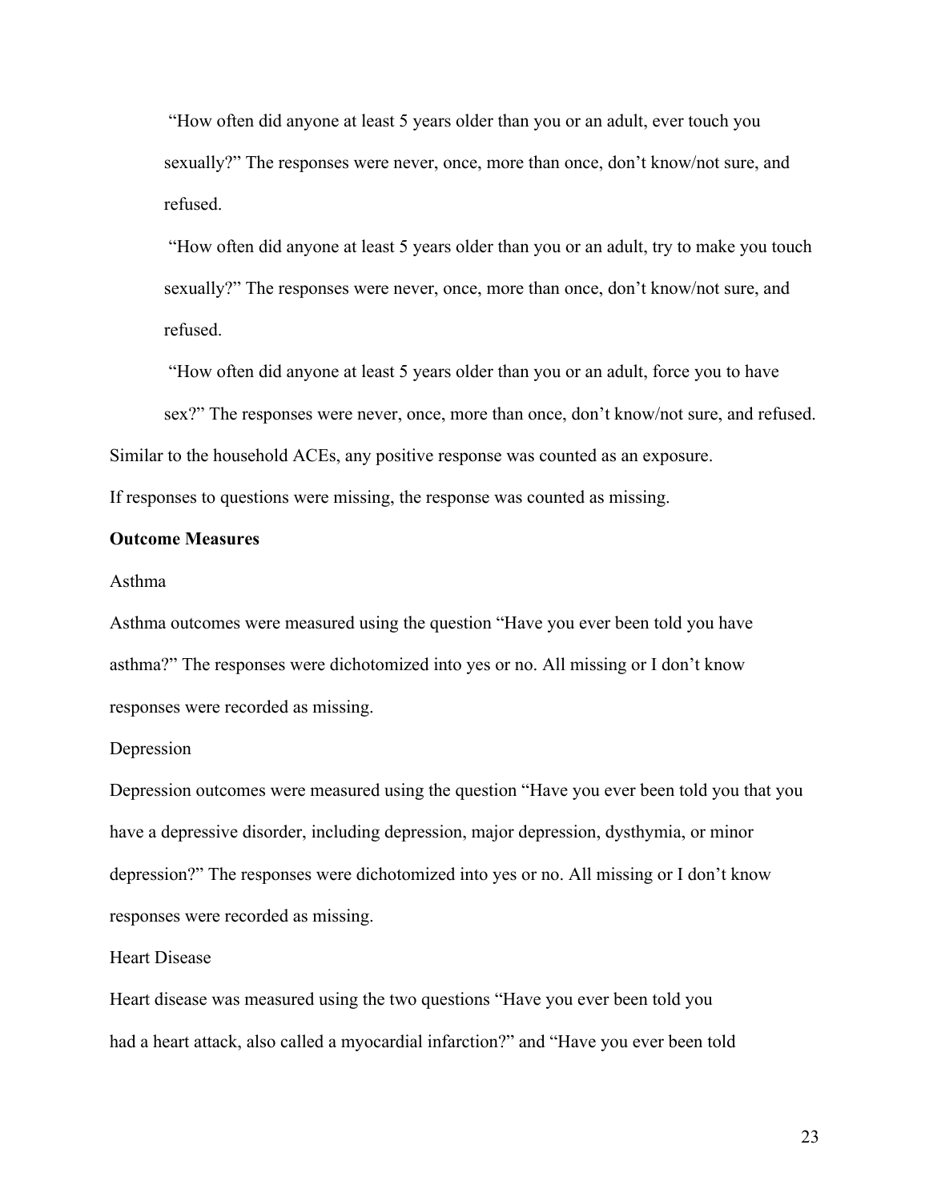"How often did anyone at least 5 years older than you or an adult, ever touch you sexually?" The responses were never, once, more than once, don't know/not sure, and refused.

"How often did anyone at least 5 years older than you or an adult, try to make you touch sexually?" The responses were never, once, more than once, don't know/not sure, and refused.

"How often did anyone at least 5 years older than you or an adult, force you to have sex?" The responses were never, once, more than once, don't know/not sure, and refused.

Similar to the household ACEs, any positive response was counted as an exposure.

If responses to questions were missing, the response was counted as missing.

**Outcome Measures**

Asthma

Asthma outcomes were measured using the question "Have you ever been told you have asthma?" The responses were dichotomized into yes or no. All missing or I don't know responses were recorded as missing.

Depression

Depression outcomes were measured using the question "Have you ever been told you that you have a depressive disorder, including depression, major depression, dysthymia, or minor depression?" The responses were dichotomized into yes or no. All missing or I don't know responses were recorded as missing.

Heart Disease

Heart disease was measured using the two questions "Have you ever been told you had a heart attack, also called a myocardial infarction?" and "Have you ever been told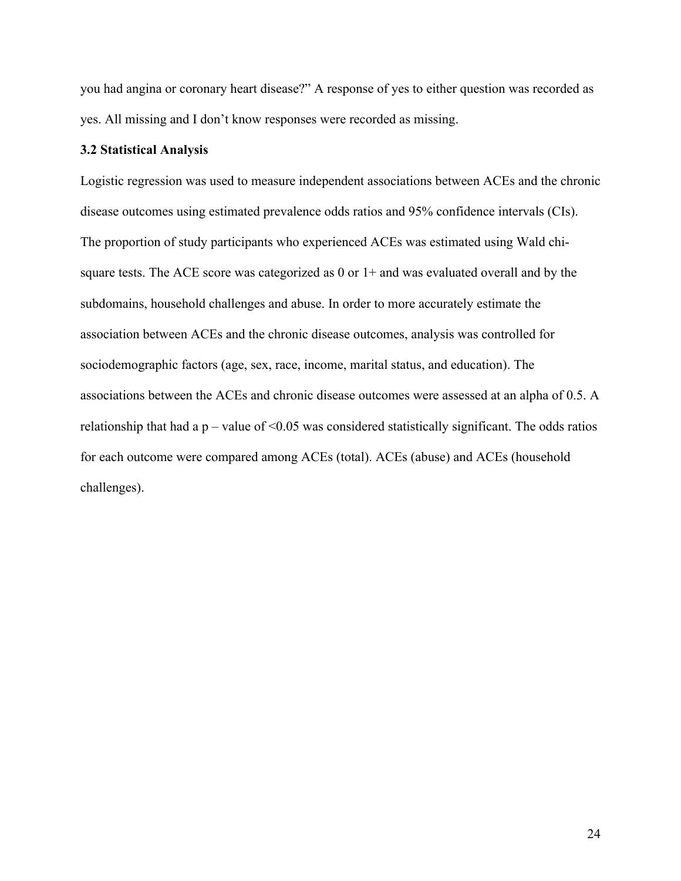you had angina or coronary heart disease?" A response of yes to either question was recorded as yes. All missing and I don't know responses were recorded as missing.

### 3.2 Statistical Analysis

Logistic regression was used to measure independent associations between ACEs and the chronic disease outcomes using estimated prevalence odds ratios and 95% confidence intervals (CIs). The proportion of study participants who experienced ACEs was estimated using Wald chi-square tests. The ACE score was categorized as 0 or 1+ and was evaluated overall and by the subdomains, household challenges and abuse. In order to more accurately estimate the association between ACEs and the chronic disease outcomes, analysis was controlled for sociodemographic factors (age, sex, race, income, marital status, and education). The associations between the ACEs and chronic disease outcomes were assessed at an alpha of 0.5. A relationship that had a p – value of <0.05 was considered statistically significant. The odds ratios for each outcome were compared among ACEs (total). ACEs (abuse) and ACEs (household challenges).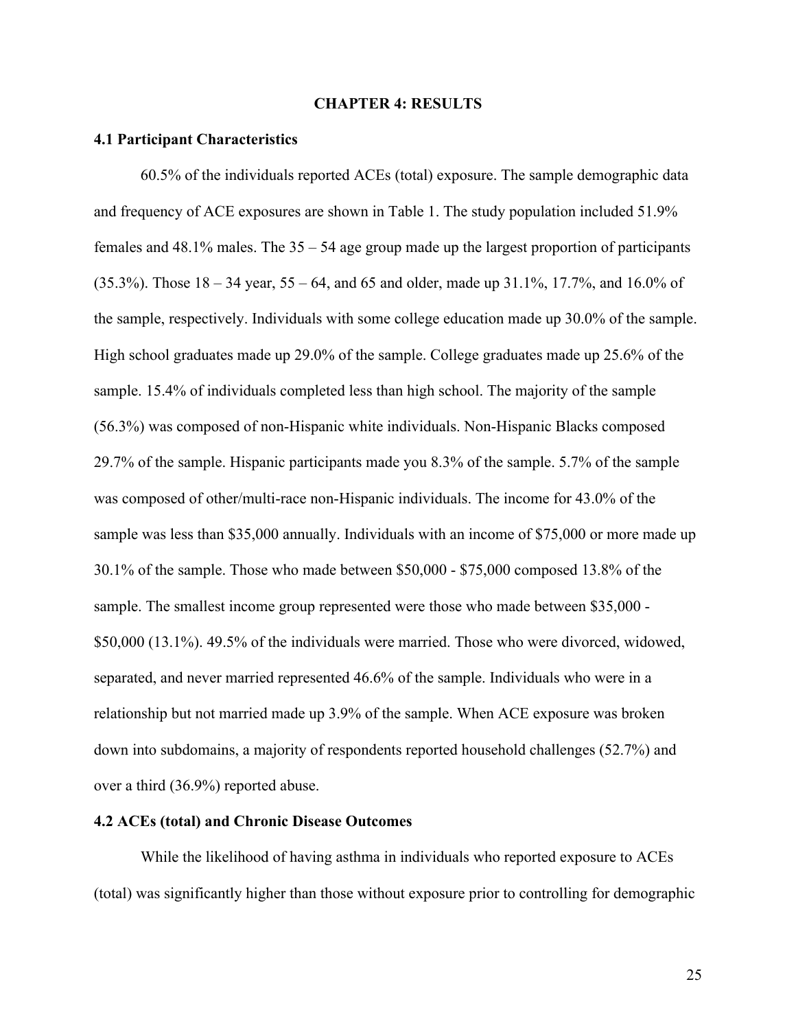# CHAPTER 4: RESULTS

## 4.1 Participant Characteristics

60.5% of the individuals reported ACEs (total) exposure. The sample demographic data and frequency of ACE exposures are shown in Table 1. The study population included 51.9% females and 48.1% males. The 35 – 54 age group made up the largest proportion of participants (35.3%). Those 18 – 34 year, 55 – 64, and 65 and older, made up 31.1%, 17.7%, and 16.0% of the sample, respectively. Individuals with some college education made up 30.0% of the sample. High school graduates made up 29.0% of the sample. College graduates made up 25.6% of the sample. 15.4% of individuals completed less than high school. The majority of the sample (56.3%) was composed of non-Hispanic white individuals. Non-Hispanic Blacks composed 29.7% of the sample. Hispanic participants made you 8.3% of the sample. 5.7% of the sample was composed of other/multi-race non-Hispanic individuals. The income for 43.0% of the sample was less than $35,000 annually. Individuals with an income of $75,000 or more made up 30.1% of the sample. Those who made between $50,000 - $75,000 composed 13.8% of the sample. The smallest income group represented were those who made between $35,000 - $50,000 (13.1%). 49.5% of the individuals were married. Those who were divorced, widowed, separated, and never married represented 46.6% of the sample. Individuals who were in a relationship but not married made up 3.9% of the sample. When ACE exposure was broken down into subdomains, a majority of respondents reported household challenges (52.7%) and over a third (36.9%) reported abuse.

## 4.2 ACEs (total) and Chronic Disease Outcomes

While the likelihood of having asthma in individuals who reported exposure to ACEs (total) was significantly higher than those without exposure prior to controlling for demographic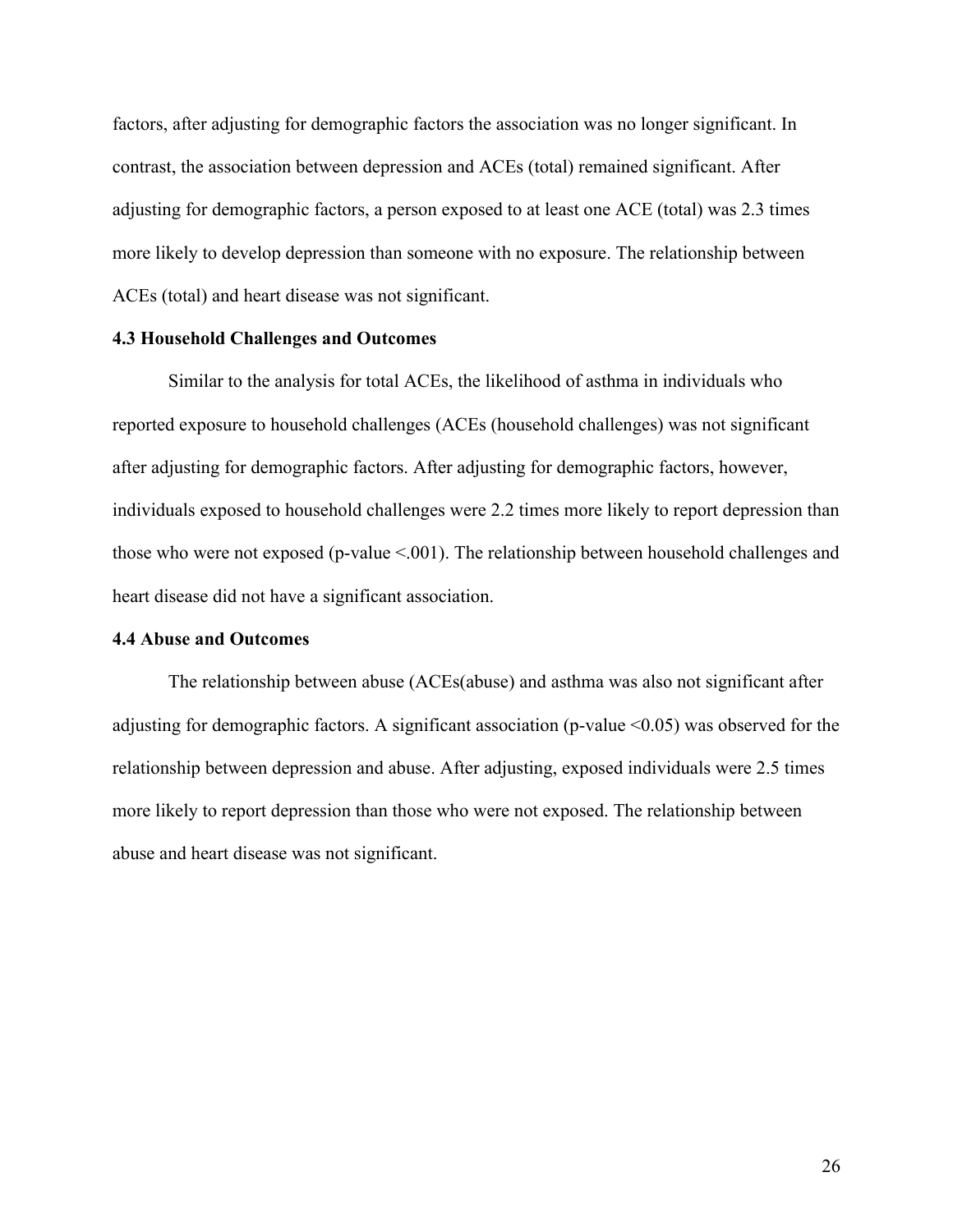factors, after adjusting for demographic factors the association was no longer significant. In contrast, the association between depression and ACEs (total) remained significant. After adjusting for demographic factors, a person exposed to at least one ACE (total) was 2.3 times more likely to develop depression than someone with no exposure. The relationship between ACEs (total) and heart disease was not significant.

### 4.3 Household Challenges and Outcomes

Similar to the analysis for total ACEs, the likelihood of asthma in individuals who reported exposure to household challenges (ACEs (household challenges) was not significant after adjusting for demographic factors. After adjusting for demographic factors, however, individuals exposed to household challenges were 2.2 times more likely to report depression than those who were not exposed (p-value <.001). The relationship between household challenges and heart disease did not have a significant association.

### 4.4 Abuse and Outcomes

The relationship between abuse (ACEs(abuse) and asthma was also not significant after adjusting for demographic factors. A significant association (p-value <0.05) was observed for the relationship between depression and abuse. After adjusting, exposed individuals were 2.5 times more likely to report depression than those who were not exposed. The relationship between abuse and heart disease was not significant.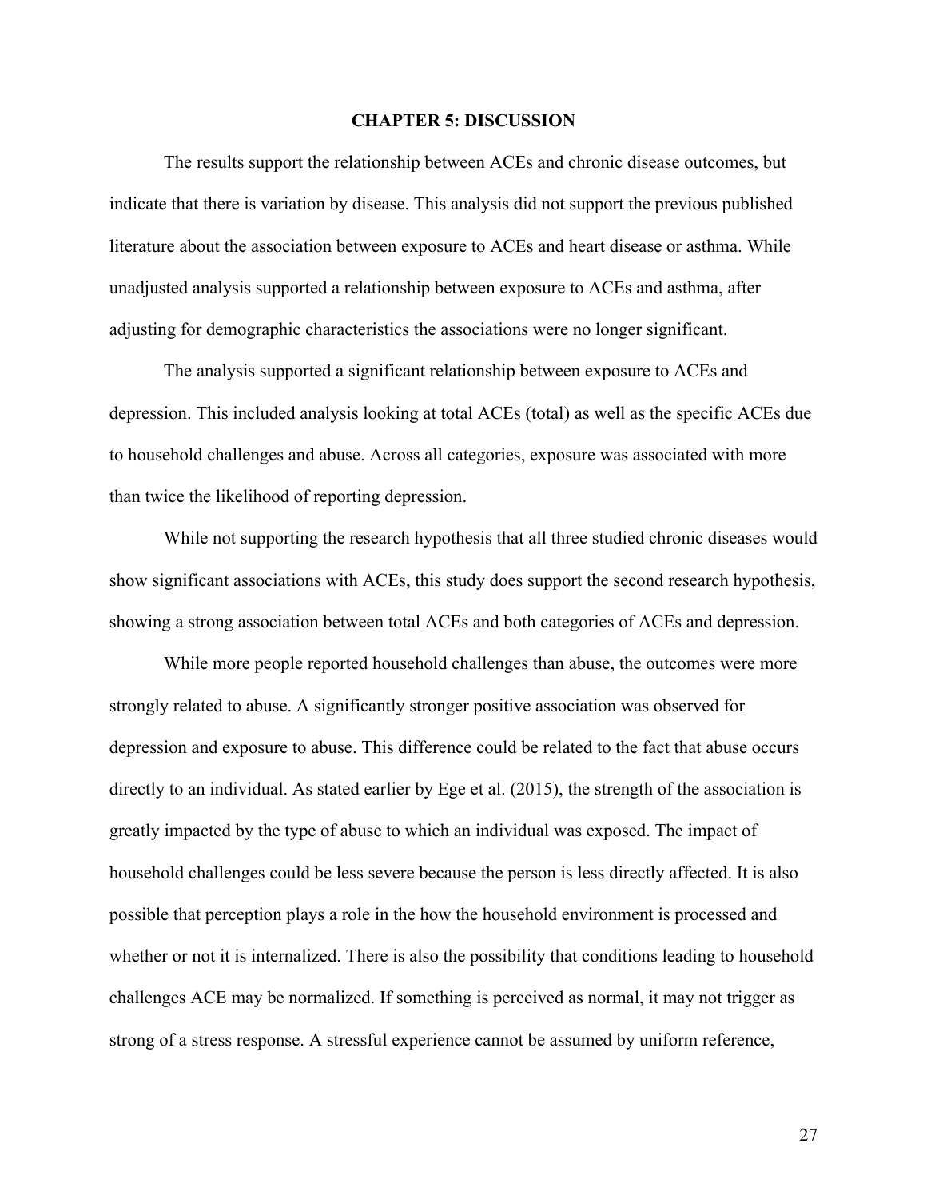## CHAPTER 5: DISCUSSION

The results support the relationship between ACEs and chronic disease outcomes, but indicate that there is variation by disease. This analysis did not support the previous published literature about the association between exposure to ACEs and heart disease or asthma. While unadjusted analysis supported a relationship between exposure to ACEs and asthma, after adjusting for demographic characteristics the associations were no longer significant.

The analysis supported a significant relationship between exposure to ACEs and depression. This included analysis looking at total ACEs (total) as well as the specific ACEs due to household challenges and abuse. Across all categories, exposure was associated with more than twice the likelihood of reporting depression.

While not supporting the research hypothesis that all three studied chronic diseases would show significant associations with ACEs, this study does support the second research hypothesis, showing a strong association between total ACEs and both categories of ACEs and depression.

While more people reported household challenges than abuse, the outcomes were more strongly related to abuse. A significantly stronger positive association was observed for depression and exposure to abuse. This difference could be related to the fact that abuse occurs directly to an individual. As stated earlier by Ege et al. (2015), the strength of the association is greatly impacted by the type of abuse to which an individual was exposed. The impact of household challenges could be less severe because the person is less directly affected. It is also possible that perception plays a role in the how the household environment is processed and whether or not it is internalized. There is also the possibility that conditions leading to household challenges ACE may be normalized. If something is perceived as normal, it may not trigger as strong of a stress response. A stressful experience cannot be assumed by uniform reference,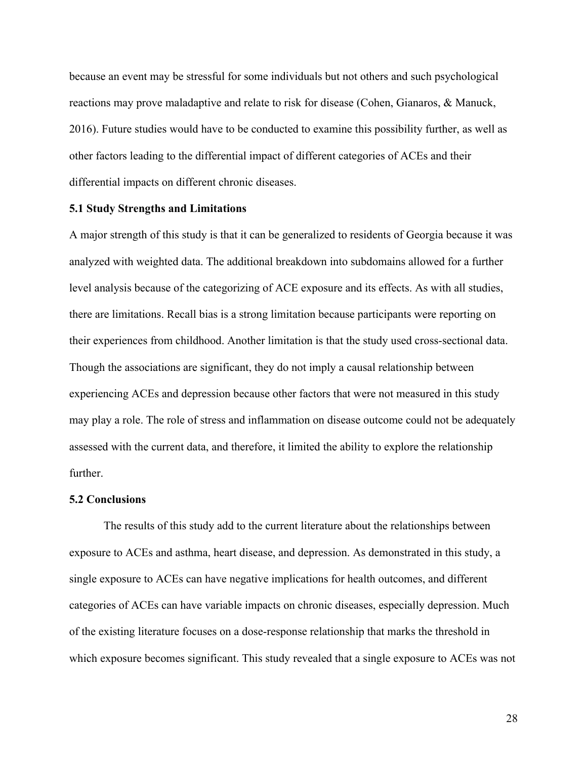because an event may be stressful for some individuals but not others and such psychological reactions may prove maladaptive and relate to risk for disease (Cohen, Gianaros, & Manuck, 2016). Future studies would have to be conducted to examine this possibility further, as well as other factors leading to the differential impact of different categories of ACEs and their differential impacts on different chronic diseases.

### 5.1 Study Strengths and Limitations

A major strength of this study is that it can be generalized to residents of Georgia because it was analyzed with weighted data. The additional breakdown into subdomains allowed for a further level analysis because of the categorizing of ACE exposure and its effects. As with all studies, there are limitations. Recall bias is a strong limitation because participants were reporting on their experiences from childhood. Another limitation is that the study used cross-sectional data. Though the associations are significant, they do not imply a causal relationship between experiencing ACEs and depression because other factors that were not measured in this study may play a role. The role of stress and inflammation on disease outcome could not be adequately assessed with the current data, and therefore, it limited the ability to explore the relationship further.

### 5.2 Conclusions

The results of this study add to the current literature about the relationships between exposure to ACEs and asthma, heart disease, and depression. As demonstrated in this study, a single exposure to ACEs can have negative implications for health outcomes, and different categories of ACEs can have variable impacts on chronic diseases, especially depression. Much of the existing literature focuses on a dose-response relationship that marks the threshold in which exposure becomes significant. This study revealed that a single exposure to ACEs was not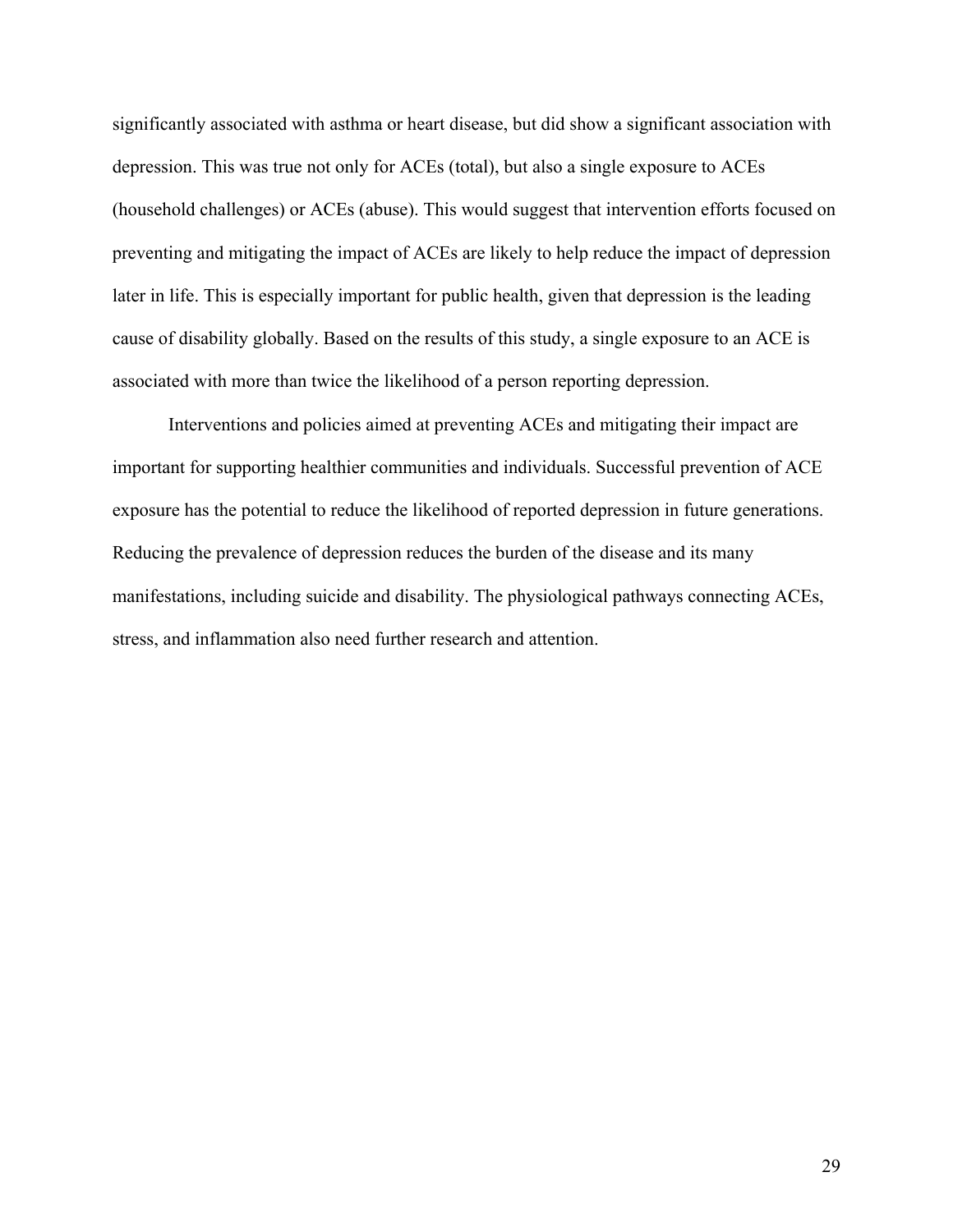significantly associated with asthma or heart disease, but did show a significant association with depression. This was true not only for ACEs (total), but also a single exposure to ACEs (household challenges) or ACEs (abuse). This would suggest that intervention efforts focused on preventing and mitigating the impact of ACEs are likely to help reduce the impact of depression later in life. This is especially important for public health, given that depression is the leading cause of disability globally. Based on the results of this study, a single exposure to an ACE is associated with more than twice the likelihood of a person reporting depression.

Interventions and policies aimed at preventing ACEs and mitigating their impact are important for supporting healthier communities and individuals. Successful prevention of ACE exposure has the potential to reduce the likelihood of reported depression in future generations. Reducing the prevalence of depression reduces the burden of the disease and its many manifestations, including suicide and disability. The physiological pathways connecting ACEs, stress, and inflammation also need further research and attention.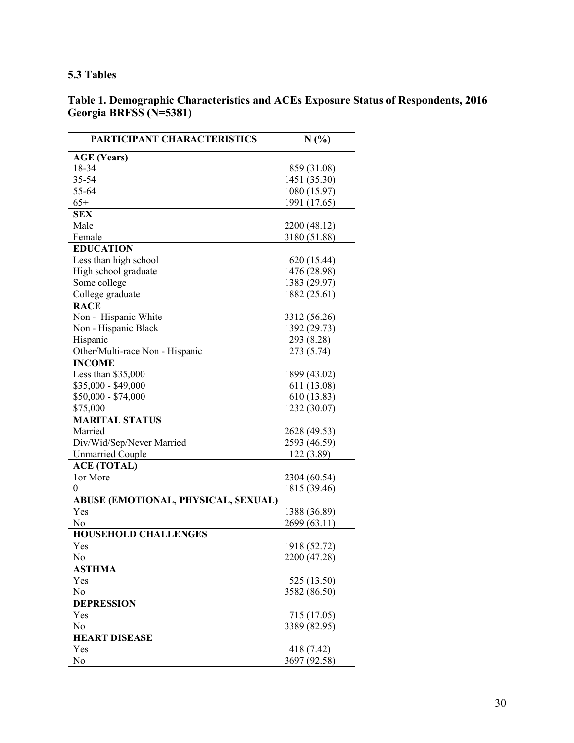### 5.3 Tables

**Table 1. Demographic Characteristics and ACEs Exposure Status of Respondents, 2016 Georgia BRFSS (N=5381)**

| PARTICIPANT CHARACTERISTICS | N (%) |
|---|---|
| **AGE (Years)** | |
| 18-34 | 859 (31.08) |
| 35-54 | 1451 (35.30) |
| 55-64 | 1080 (15.97) |
| 65+ | 1991 (17.65) |
| **SEX** | |
| Male | 2200 (48.12) |
| Female | 3180 (51.88) |
| **EDUCATION** | |
| Less than high school | 620 (15.44) |
| High school graduate | 1476 (28.98) |
| Some college | 1383 (29.97) |
| College graduate | 1882 (25.61) |
| **RACE** | |
| Non - Hispanic White | 3312 (56.26) |
| Non - Hispanic Black | 1392 (29.73) |
| Hispanic | 293 (8.28) |
| Other/Multi-race Non - Hispanic | 273 (5.74) |
| **INCOME** | |
| Less than $35,000 | 1899 (43.02) |
| $35,000 - $49,000 | 611 (13.08) |
| $50,000 - $74,000 | 610 (13.83) |
| $75,000 | 1232 (30.07) |
| **MARITAL STATUS** | |
| Married | 2628 (49.53) |
| Div/Wid/Sep/Never Married | 2593 (46.59) |
| Unmarried Couple | 122 (3.89) |
| **ACE (TOTAL)** | |
| 1or More | 2304 (60.54) |
| 0 | 1815 (39.46) |
| **ABUSE (EMOTIONAL, PHYSICAL, SEXUAL)** | |
| Yes | 1388 (36.89) |
| No | 2699 (63.11) |
| **HOUSEHOLD CHALLENGES** | |
| Yes | 1918 (52.72) |
| No | 2200 (47.28) |
| **ASTHMA** | |
| Yes | 525 (13.50) |
| No | 3582 (86.50) |
| **DEPRESSION** | |
| Yes | 715 (17.05) |
| No | 3389 (82.95) |
| **HEART DISEASE** | |
| Yes | 418 (7.42) |
| No | 3697 (92.58) |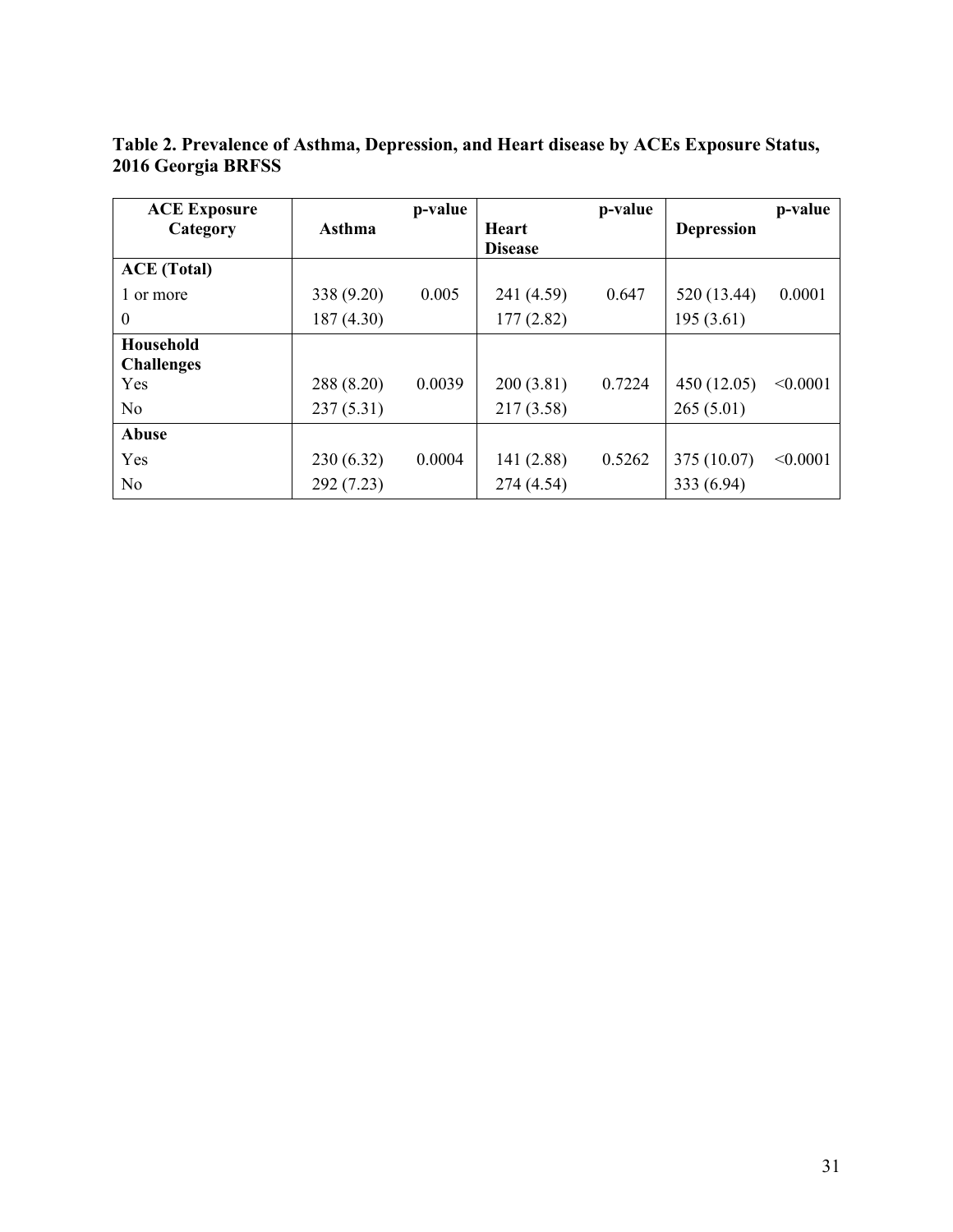**Table 2. Prevalence of Asthma, Depression, and Heart disease by ACEs Exposure Status, 2016 Georgia BRFSS**

| ACE Exposure Category | Asthma | p-value | Heart Disease | p-value | Depression | p-value |
|---|---|---|---|---|---|---|
| **ACE (Total)** | | | | | | |
| 1 or more | 338 (9.20) | 0.005 | 241 (4.59) | 0.647 | 520 (13.44) | 0.0001 |
| 0 | 187 (4.30) | | 177 (2.82) | | 195 (3.61) | |
| **Household Challenges** | | | | | | |
| Yes | 288 (8.20) | 0.0039 | 200 (3.81) | 0.7224 | 450 (12.05) | <0.0001 |
| No | 237 (5.31) | | 217 (3.58) | | 265 (5.01) | |
| **Abuse** | | | | | | |
| Yes | 230 (6.32) | 0.0004 | 141 (2.88) | 0.5262 | 375 (10.07) | <0.0001 |
| No | 292 (7.23) | | 274 (4.54) | | 333 (6.94) | |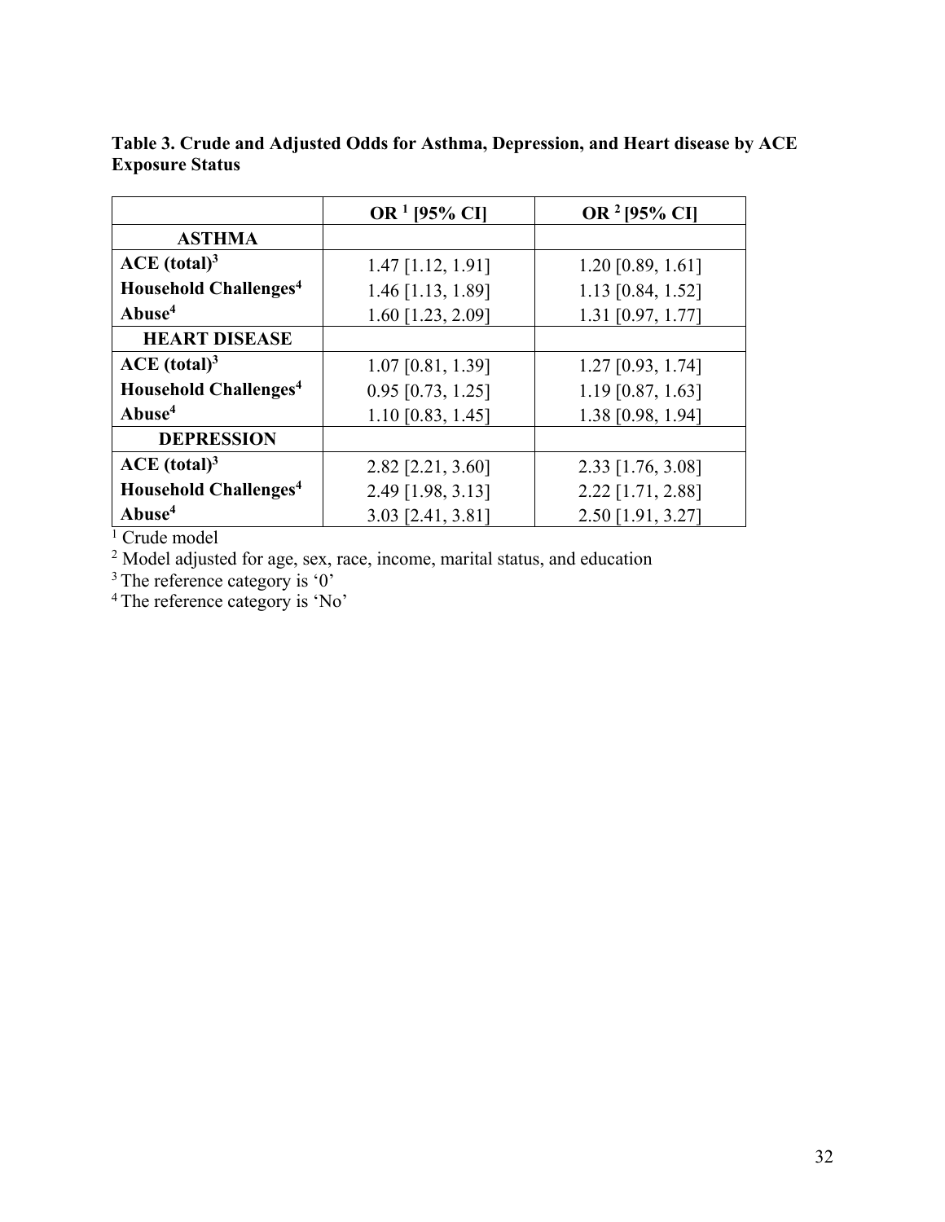**Table 3. Crude and Adjusted Odds for Asthma, Depression, and Heart disease by ACE Exposure Status**

| | OR [1] [95% CI] | OR [2] [95% CI] |
|---|---|---|
| **ASTHMA** | | |
| **ACE (total)[3]** | 1.47 [1.12, 1.91] | 1.20 [0.89, 1.61] |
| **Household Challenges[4]** | 1.46 [1.13, 1.89] | 1.13 [0.84, 1.52] |
| **Abuse[4]** | 1.60 [1.23, 2.09] | 1.31 [0.97, 1.77] |
| **HEART DISEASE** | | |
| **ACE (total)[3]** | 1.07 [0.81, 1.39] | 1.27 [0.93, 1.74] |
| **Household Challenges[4]** | 0.95 [0.73, 1.25] | 1.19 [0.87, 1.63] |
| **Abuse[4]** | 1.10 [0.83, 1.45] | 1.38 [0.98, 1.94] |
| **DEPRESSION** | | |
| **ACE (total)[3]** | 2.82 [2.21, 3.60] | 2.33 [1.76, 3.08] |
| **Household Challenges[4]** | 2.49 [1.98, 3.13] | 2.22 [1.71, 2.88] |
| **Abuse[4]** | 3.03 [2.41, 3.81] | 2.50 [1.91, 3.27] |

[1] Crude model

[2] Model adjusted for age, sex, race, income, marital status, and education

[3] The reference category is '0'

[4] The reference category is 'No'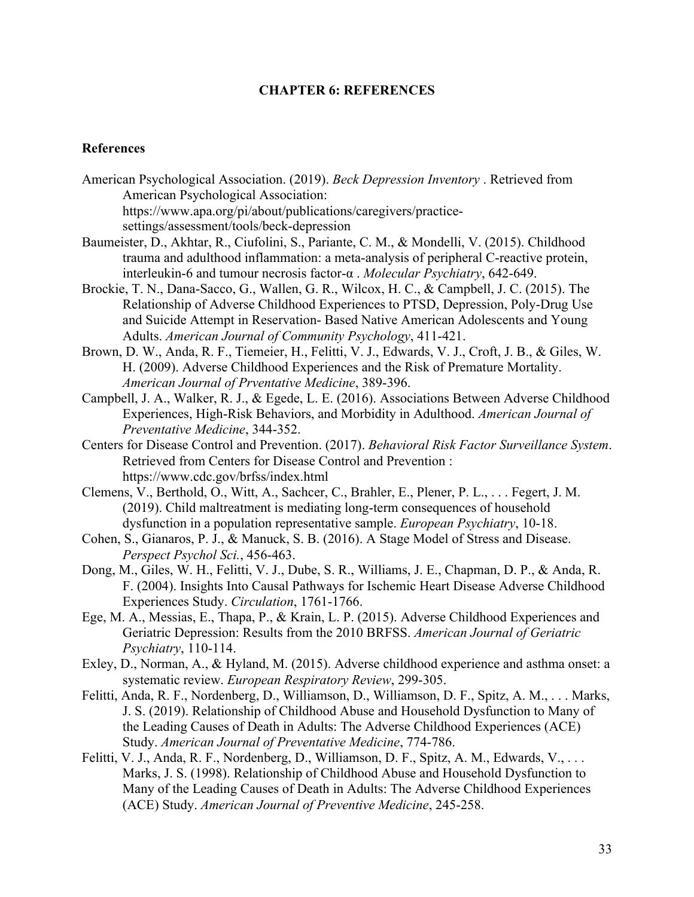**CHAPTER 6: REFERENCES**

**References**

American Psychological Association. (2019). *Beck Depression Inventory* . Retrieved from American Psychological Association: https://www.apa.org/pi/about/publications/caregivers/practice-settings/assessment/tools/beck-depression

Baumeister, D., Akhtar, R., Ciufolini, S., Pariante, C. M., & Mondelli, V. (2015). Childhood trauma and adulthood inflammation: a meta-analysis of peripheral C-reactive protein, interleukin-6 and tumour necrosis factor-α . *Molecular Psychiatry*, 642-649.

Brockie, T. N., Dana-Sacco, G., Wallen, G. R., Wilcox, H. C., & Campbell, J. C. (2015). The Relationship of Adverse Childhood Experiences to PTSD, Depression, Poly-Drug Use and Suicide Attempt in Reservation- Based Native American Adolescents and Young Adults. *American Journal of Community Psychology*, 411-421.

Brown, D. W., Anda, R. F., Tiemeier, H., Felitti, V. J., Edwards, V. J., Croft, J. B., & Giles, W. H. (2009). Adverse Childhood Experiences and the Risk of Premature Mortality. *American Journal of Prventative Medicine*, 389-396.

Campbell, J. A., Walker, R. J., & Egede, L. E. (2016). Associations Between Adverse Childhood Experiences, High-Risk Behaviors, and Morbidity in Adulthood. *American Journal of Preventative Medicine*, 344-352.

Centers for Disease Control and Prevention. (2017). *Behavioral Risk Factor Surveillance System*. Retrieved from Centers for Disease Control and Prevention : https://www.cdc.gov/brfss/index.html

Clemens, V., Berthold, O., Witt, A., Sachcer, C., Brahler, E., Plener, P. L., . . . Fegert, J. M. (2019). Child maltreatment is mediating long-term consequences of household dysfunction in a population representative sample. *European Psychiatry*, 10-18.

Cohen, S., Gianaros, P. J., & Manuck, S. B. (2016). A Stage Model of Stress and Disease. *Perspect Psychol Sci.*, 456-463.

Dong, M., Giles, W. H., Felitti, V. J., Dube, S. R., Williams, J. E., Chapman, D. P., & Anda, R. F. (2004). Insights Into Causal Pathways for Ischemic Heart Disease Adverse Childhood Experiences Study. *Circulation*, 1761-1766.

Ege, M. A., Messias, E., Thapa, P., & Krain, L. P. (2015). Adverse Childhood Experiences and Geriatric Depression: Results from the 2010 BRFSS. *American Journal of Geriatric Psychiatry*, 110-114.

Exley, D., Norman, A., & Hyland, M. (2015). Adverse childhood experience and asthma onset: a systematic review. *European Respiratory Review*, 299-305.

Felitti, Anda, R. F., Nordenberg, D., Williamson, D., Williamson, D. F., Spitz, A. M., . . . Marks, J. S. (2019). Relationship of Childhood Abuse and Household Dysfunction to Many of the Leading Causes of Death in Adults: The Adverse Childhood Experiences (ACE) Study. *American Journal of Preventative Medicine*, 774-786.

Felitti, V. J., Anda, R. F., Nordenberg, D., Williamson, D. F., Spitz, A. M., Edwards, V., . . . Marks, J. S. (1998). Relationship of Childhood Abuse and Household Dysfunction to Many of the Leading Causes of Death in Adults: The Adverse Childhood Experiences (ACE) Study. *American Journal of Preventive Medicine*, 245-258.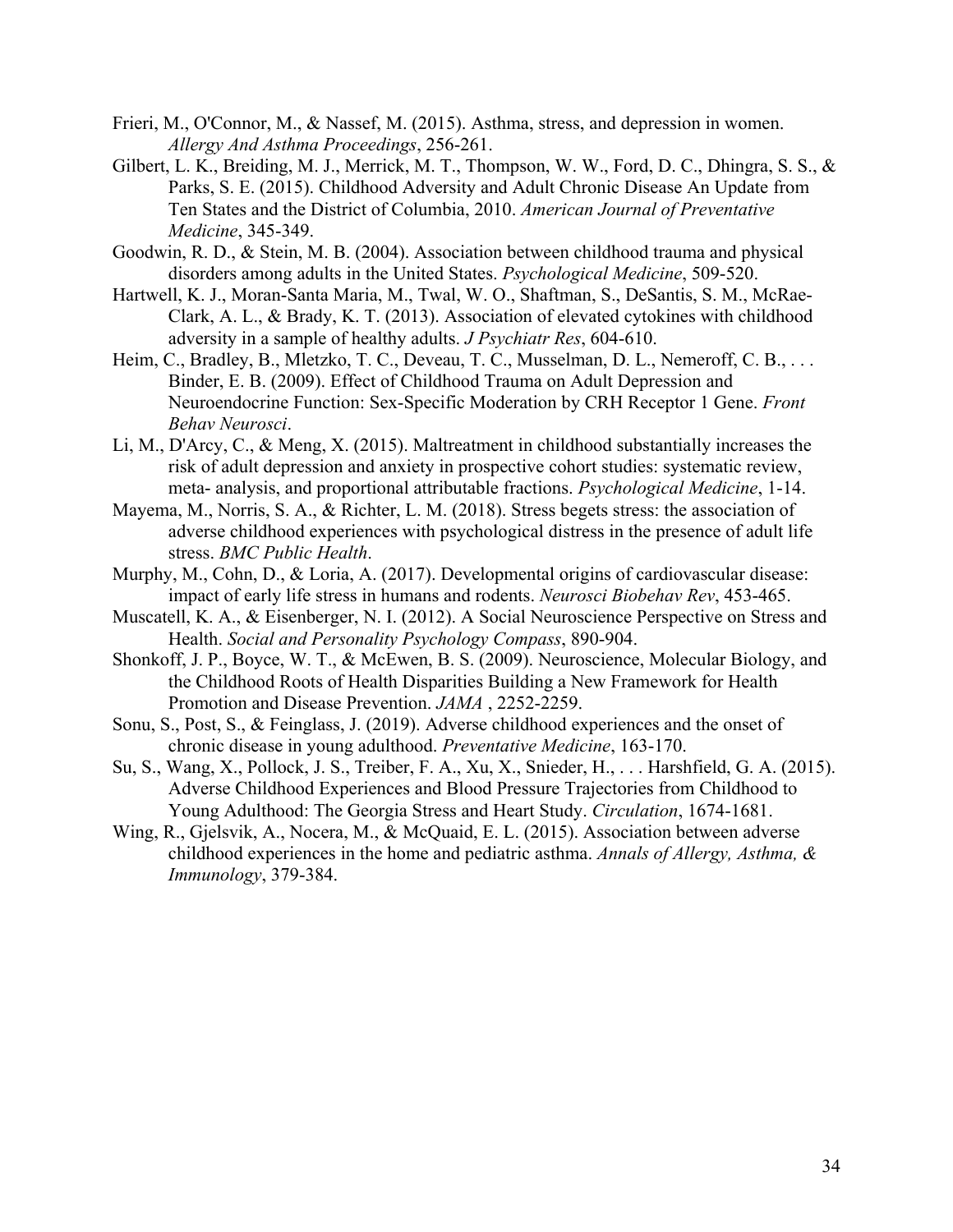Frieri, M., O'Connor, M., & Nassef, M. (2015). Asthma, stress, and depression in women. *Allergy And Asthma Proceedings*, 256-261.

Gilbert, L. K., Breiding, M. J., Merrick, M. T., Thompson, W. W., Ford, D. C., Dhingra, S. S., & Parks, S. E. (2015). Childhood Adversity and Adult Chronic Disease An Update from Ten States and the District of Columbia, 2010. *American Journal of Preventative Medicine*, 345-349.

Goodwin, R. D., & Stein, M. B. (2004). Association between childhood trauma and physical disorders among adults in the United States. *Psychological Medicine*, 509-520.

Hartwell, K. J., Moran-Santa Maria, M., Twal, W. O., Shaftman, S., DeSantis, S. M., McRae-Clark, A. L., & Brady, K. T. (2013). Association of elevated cytokines with childhood adversity in a sample of healthy adults. *J Psychiatr Res*, 604-610.

Heim, C., Bradley, B., Mletzko, T. C., Deveau, T. C., Musselman, D. L., Nemeroff, C. B., . . . Binder, E. B. (2009). Effect of Childhood Trauma on Adult Depression and Neuroendocrine Function: Sex-Specific Moderation by CRH Receptor 1 Gene. *Front Behav Neurosci*.

Li, M., D'Arcy, C., & Meng, X. (2015). Maltreatment in childhood substantially increases the risk of adult depression and anxiety in prospective cohort studies: systematic review, meta- analysis, and proportional attributable fractions. *Psychological Medicine*, 1-14.

Mayema, M., Norris, S. A., & Richter, L. M. (2018). Stress begets stress: the association of adverse childhood experiences with psychological distress in the presence of adult life stress. *BMC Public Health*.

Murphy, M., Cohn, D., & Loria, A. (2017). Developmental origins of cardiovascular disease: impact of early life stress in humans and rodents. *Neurosci Biobehav Rev*, 453-465.

Muscatell, K. A., & Eisenberger, N. I. (2012). A Social Neuroscience Perspective on Stress and Health. *Social and Personality Psychology Compass*, 890-904.

Shonkoff, J. P., Boyce, W. T., & McEwen, B. S. (2009). Neuroscience, Molecular Biology, and the Childhood Roots of Health Disparities Building a New Framework for Health Promotion and Disease Prevention. *JAMA* , 2252-2259.

Sonu, S., Post, S., & Feinglass, J. (2019). Adverse childhood experiences and the onset of chronic disease in young adulthood. *Preventative Medicine*, 163-170.

Su, S., Wang, X., Pollock, J. S., Treiber, F. A., Xu, X., Snieder, H., . . . Harshfield, G. A. (2015). Adverse Childhood Experiences and Blood Pressure Trajectories from Childhood to Young Adulthood: The Georgia Stress and Heart Study. *Circulation*, 1674-1681.

Wing, R., Gjelsvik, A., Nocera, M., & McQuaid, E. L. (2015). Association between adverse childhood experiences in the home and pediatric asthma. *Annals of Allergy, Asthma, & Immunology*, 379-384.